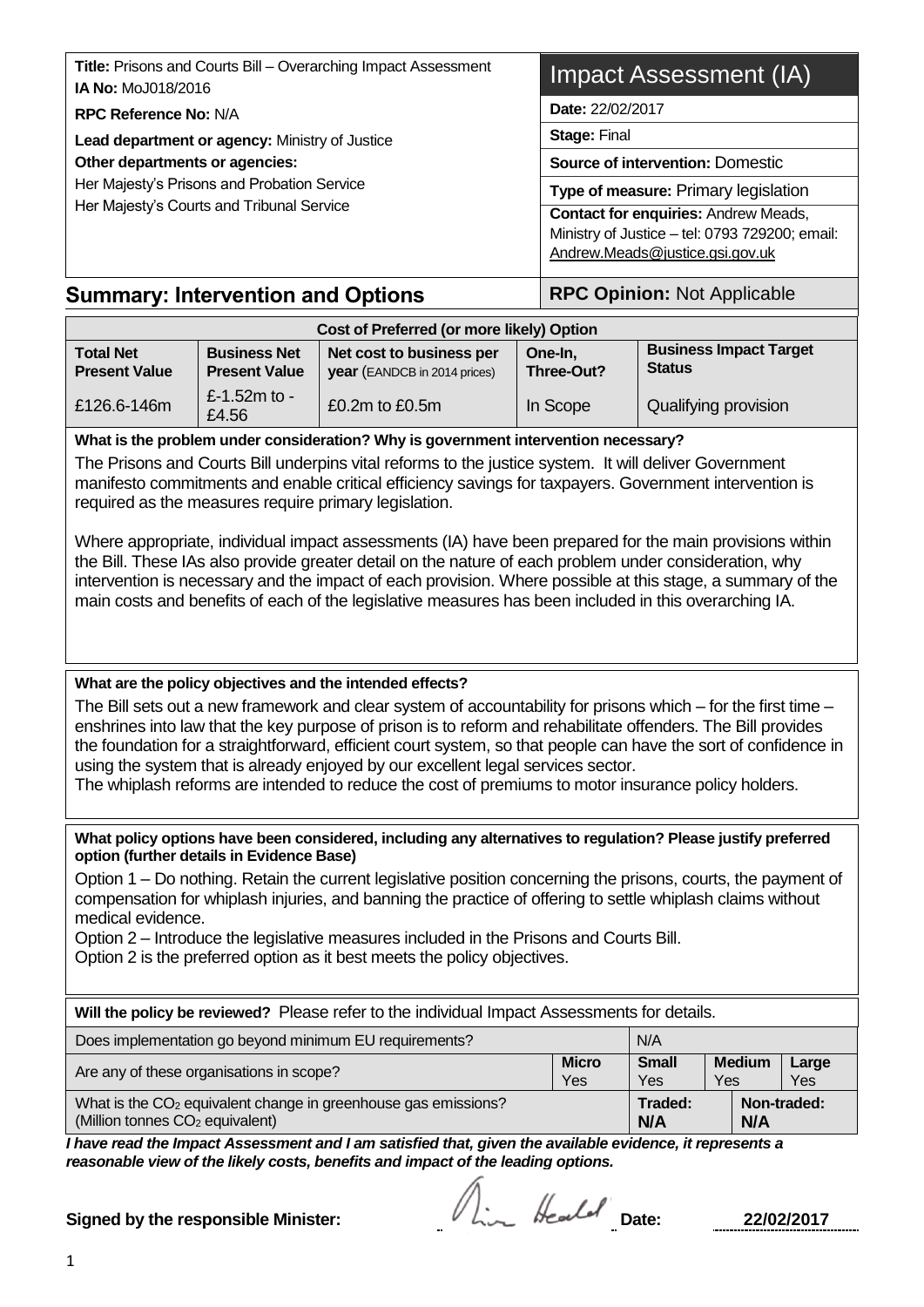**Title:** Prisons and Courts Bill – Overarching Impact Assessment
**IA No:** MoJ018/2016

**RPC Reference No:** N/A

**Lead department or agency:** Ministry of Justice

**Other departments or agencies:**
Her Majesty's Prisons and Probation Service
Her Majesty's Courts and Tribunal Service

# Impact Assessment (IA)

**Date:** 22/02/2017

**Stage:** Final

**Source of intervention:** Domestic

**Type of measure:** Primary legislation

**Contact for enquiries:** Andrew Meads, Ministry of Justice – tel: 0793 729200; email: Andrew.Meads@justice.gsi.gov.uk

## Summary: Intervention and Options

**RPC Opinion:** Not Applicable

| Cost of Preferred (or more likely) Option | | | | |
|---|---|---|---|---|
| **Total Net Present Value** | **Business Net Present Value** | **Net cost to business per year** (EANDCB in 2014 prices) | **One-In, Three-Out?** | **Business Impact Target Status** |
| £126.6-146m | £-1.52m to - £4.56 | £0.2m to £0.5m | In Scope | Qualifying provision |

**What is the problem under consideration? Why is government intervention necessary?**

The Prisons and Courts Bill underpins vital reforms to the justice system. It will deliver Government manifesto commitments and enable critical efficiency savings for taxpayers. Government intervention is required as the measures require primary legislation.

Where appropriate, individual impact assessments (IA) have been prepared for the main provisions within the Bill. These IAs also provide greater detail on the nature of each problem under consideration, why intervention is necessary and the impact of each provision. Where possible at this stage, a summary of the main costs and benefits of each of the legislative measures has been included in this overarching IA.

**What are the policy objectives and the intended effects?**

The Bill sets out a new framework and clear system of accountability for prisons which – for the first time – enshrines into law that the key purpose of prison is to reform and rehabilitate offenders. The Bill provides the foundation for a straightforward, efficient court system, so that people can have the sort of confidence in using the system that is already enjoyed by our excellent legal services sector.
The whiplash reforms are intended to reduce the cost of premiums to motor insurance policy holders.

**What policy options have been considered, including any alternatives to regulation? Please justify preferred option (further details in Evidence Base)**

Option 1 – Do nothing. Retain the current legislative position concerning the prisons, courts, the payment of compensation for whiplash injuries, and banning the practice of offering to settle whiplash claims without medical evidence.
Option 2 – Introduce the legislative measures included in the Prisons and Courts Bill.
Option 2 is the preferred option as it best meets the policy objectives.

**Will the policy be reviewed?** Please refer to the individual Impact Assessments for details.

| | | | | |
|---|---|---|---|---|
| Does implementation go beyond minimum EU requirements? | | N/A | | |
| Are any of these organisations in scope? | **Micro** Yes | **Small** Yes | **Medium** Yes | **Large** Yes |
| What is the $CO_2$ equivalent change in greenhouse gas emissions? (Million tonnes $CO_2$ equivalent) | | **Traded:** N/A | **Non-traded:** N/A | |

***I have read the Impact Assessment and I am satisfied that, given the available evidence, it represents a reasonable view of the likely costs, benefits and impact of the leading options.***

**Signed by the responsible Minister:** [signature] **Date:** **22/02/2017**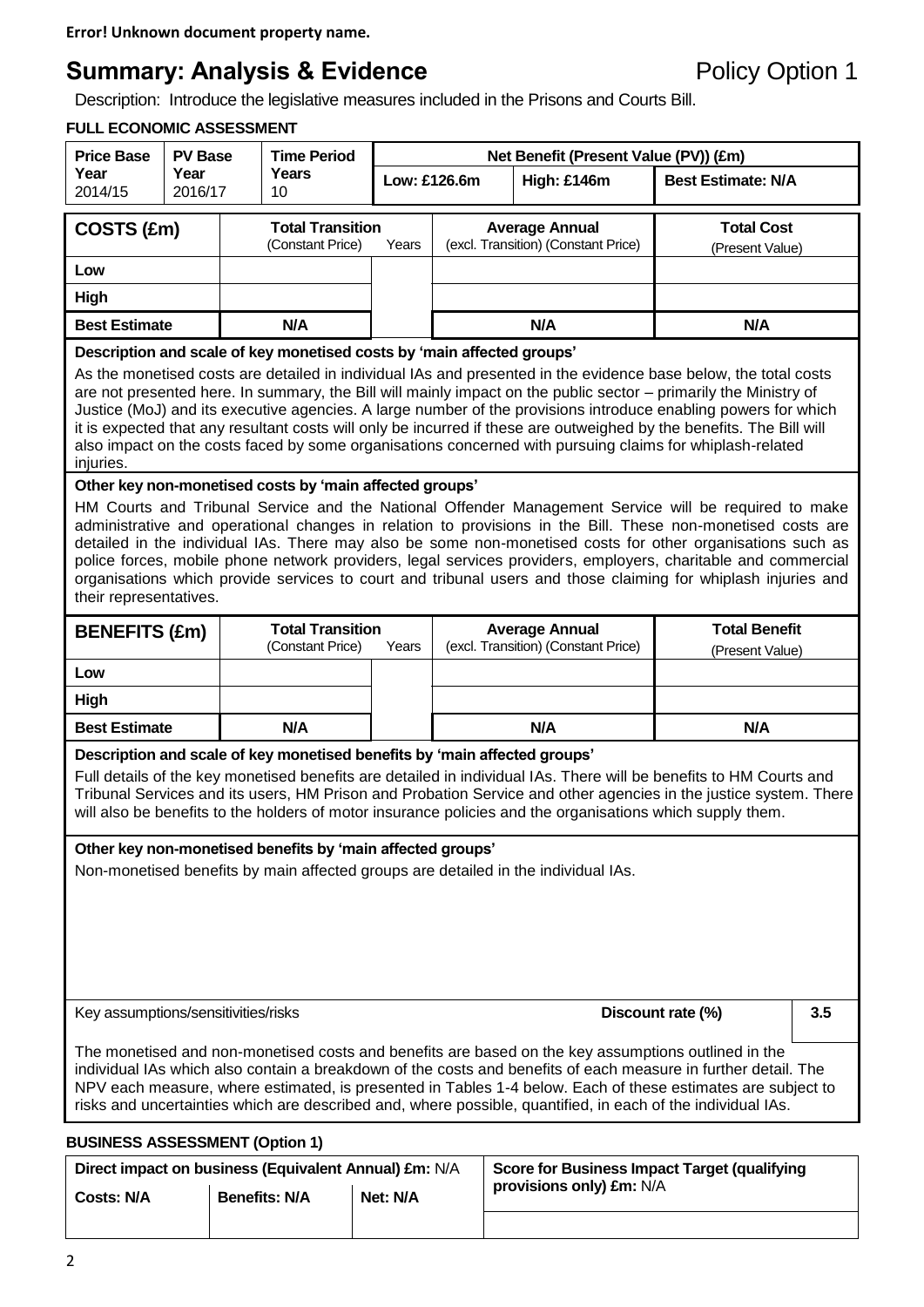**Error! Unknown document property name.**

# Summary: Analysis & Evidence

Policy Option 1

Description: Introduce the legislative measures included in the Prisons and Courts Bill.

**FULL ECONOMIC ASSESSMENT**

| Price Base Year | PV Base Year | Time Period Years | Net Benefit (Present Value (PV)) (£m) | | |
|---|---|---|---|---|---|
| 2014/15 | 2016/17 | 10 | Low: £126.6m | High: £146m | Best Estimate: N/A |

| COSTS (£m) | Total Transition (Constant Price) | Years | Average Annual (excl. Transition) (Constant Price) | Total Cost (Present Value) |
|---|---|---|---|---|
| Low | | | | |
| High | | | | |
| Best Estimate | N/A | | N/A | N/A |

**Description and scale of key monetised costs by 'main affected groups'**

As the monetised costs are detailed in individual IAs and presented in the evidence base below, the total costs are not presented here. In summary, the Bill will mainly impact on the public sector – primarily the Ministry of Justice (MoJ) and its executive agencies. A large number of the provisions introduce enabling powers for which it is expected that any resultant costs will only be incurred if these are outweighed by the benefits. The Bill will also impact on the costs faced by some organisations concerned with pursuing claims for whiplash-related injuries.

**Other key non-monetised costs by 'main affected groups'**

HM Courts and Tribunal Service and the National Offender Management Service will be required to make administrative and operational changes in relation to provisions in the Bill. These non-monetised costs are detailed in the individual IAs. There may also be some non-monetised costs for other organisations such as police forces, mobile phone network providers, legal services providers, employers, charitable and commercial organisations which provide services to court and tribunal users and those claiming for whiplash injuries and their representatives.

| BENEFITS (£m) | Total Transition (Constant Price) | Years | Average Annual (excl. Transition) (Constant Price) | Total Benefit (Present Value) |
|---|---|---|---|---|
| Low | | | | |
| High | | | | |
| Best Estimate | N/A | | N/A | N/A |

**Description and scale of key monetised benefits by 'main affected groups'**

Full details of the key monetised benefits are detailed in individual IAs. There will be benefits to HM Courts and Tribunal Services and its users, HM Prison and Probation Service and other agencies in the justice system. There will also be benefits to the holders of motor insurance policies and the organisations which supply them.

**Other key non-monetised benefits by 'main affected groups'**

Non-monetised benefits by main affected groups are detailed in the individual IAs.

Key assumptions/sensitivities/risks — **Discount rate (%)**: 3.5

The monetised and non-monetised costs and benefits are based on the key assumptions outlined in the individual IAs which also contain a breakdown of the costs and benefits of each measure in further detail. The NPV each measure, where estimated, is presented in Tables 1-4 below. Each of these estimates are subject to risks and uncertainties which are described and, where possible, quantified, in each of the individual IAs.

**BUSINESS ASSESSMENT (Option 1)**

| Direct impact on business (Equivalent Annual) £m: N/A | | | Score for Business Impact Target (qualifying provisions only) £m: N/A |
|---|---|---|---|
| Costs: N/A | Benefits: N/A | Net: N/A | |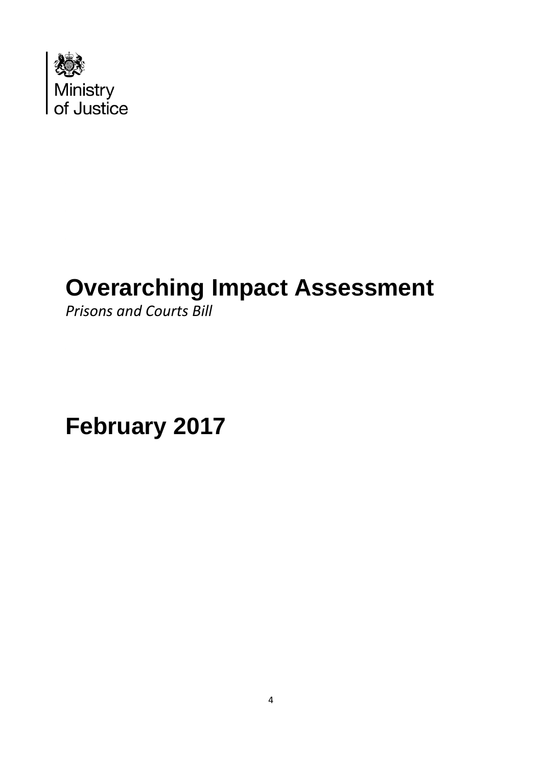Ministry of Justice

# Overarching Impact Assessment

*Prisons and Courts Bill*

# February 2017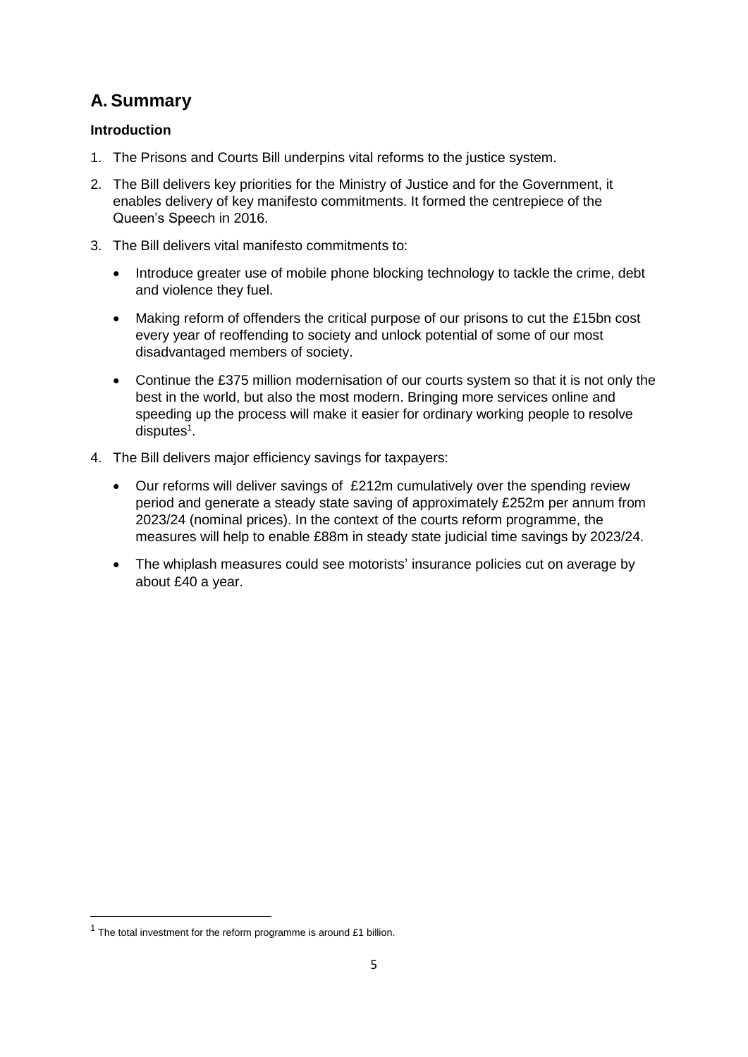## A. Summary

### Introduction

1. The Prisons and Courts Bill underpins vital reforms to the justice system.
2. The Bill delivers key priorities for the Ministry of Justice and for the Government, it enables delivery of key manifesto commitments. It formed the centrepiece of the Queen's Speech in 2016.
3. The Bill delivers vital manifesto commitments to:
   - Introduce greater use of mobile phone blocking technology to tackle the crime, debt and violence they fuel.
   - Making reform of offenders the critical purpose of our prisons to cut the £15bn cost every year of reoffending to society and unlock potential of some of our most disadvantaged members of society.
   - Continue the £375 million modernisation of our courts system so that it is not only the best in the world, but also the most modern. Bringing more services online and speeding up the process will make it easier for ordinary working people to resolve disputes[1].
4. The Bill delivers major efficiency savings for taxpayers:
   - Our reforms will deliver savings of £212m cumulatively over the spending review period and generate a steady state saving of approximately £252m per annum from 2023/24 (nominal prices). In the context of the courts reform programme, the measures will help to enable £88m in steady state judicial time savings by 2023/24.
   - The whiplash measures could see motorists' insurance policies cut on average by about £40 a year.

[1] The total investment for the reform programme is around £1 billion.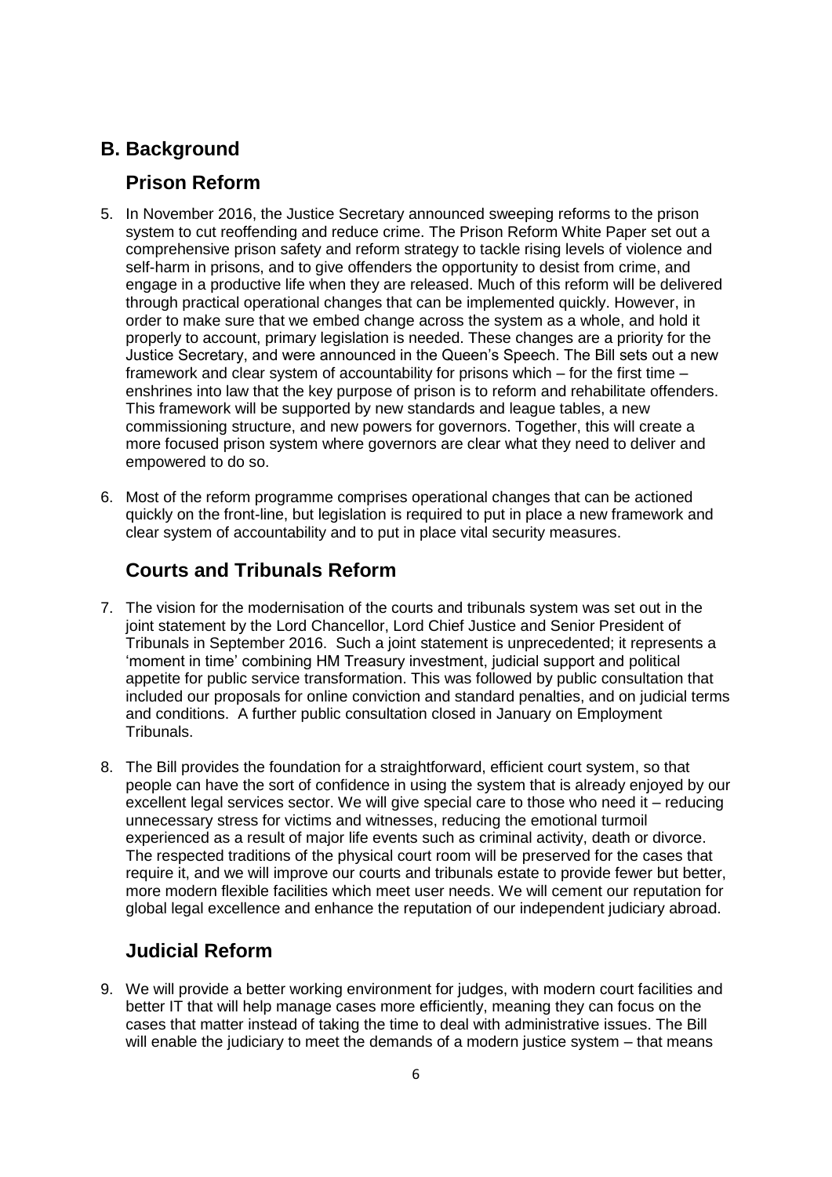## B. Background

### Prison Reform

5. In November 2016, the Justice Secretary announced sweeping reforms to the prison system to cut reoffending and reduce crime. The Prison Reform White Paper set out a comprehensive prison safety and reform strategy to tackle rising levels of violence and self-harm in prisons, and to give offenders the opportunity to desist from crime, and engage in a productive life when they are released. Much of this reform will be delivered through practical operational changes that can be implemented quickly. However, in order to make sure that we embed change across the system as a whole, and hold it properly to account, primary legislation is needed. These changes are a priority for the Justice Secretary, and were announced in the Queen's Speech. The Bill sets out a new framework and clear system of accountability for prisons which – for the first time – enshrines into law that the key purpose of prison is to reform and rehabilitate offenders. This framework will be supported by new standards and league tables, a new commissioning structure, and new powers for governors. Together, this will create a more focused prison system where governors are clear what they need to deliver and empowered to do so.

6. Most of the reform programme comprises operational changes that can be actioned quickly on the front-line, but legislation is required to put in place a new framework and clear system of accountability and to put in place vital security measures.

### Courts and Tribunals Reform

7. The vision for the modernisation of the courts and tribunals system was set out in the joint statement by the Lord Chancellor, Lord Chief Justice and Senior President of Tribunals in September 2016. Such a joint statement is unprecedented; it represents a 'moment in time' combining HM Treasury investment, judicial support and political appetite for public service transformation. This was followed by public consultation that included our proposals for online conviction and standard penalties, and on judicial terms and conditions. A further public consultation closed in January on Employment Tribunals.

8. The Bill provides the foundation for a straightforward, efficient court system, so that people can have the sort of confidence in using the system that is already enjoyed by our excellent legal services sector. We will give special care to those who need it – reducing unnecessary stress for victims and witnesses, reducing the emotional turmoil experienced as a result of major life events such as criminal activity, death or divorce. The respected traditions of the physical court room will be preserved for the cases that require it, and we will improve our courts and tribunals estate to provide fewer but better, more modern flexible facilities which meet user needs. We will cement our reputation for global legal excellence and enhance the reputation of our independent judiciary abroad.

### Judicial Reform

9. We will provide a better working environment for judges, with modern court facilities and better IT that will help manage cases more efficiently, meaning they can focus on the cases that matter instead of taking the time to deal with administrative issues. The Bill will enable the judiciary to meet the demands of a modern justice system – that means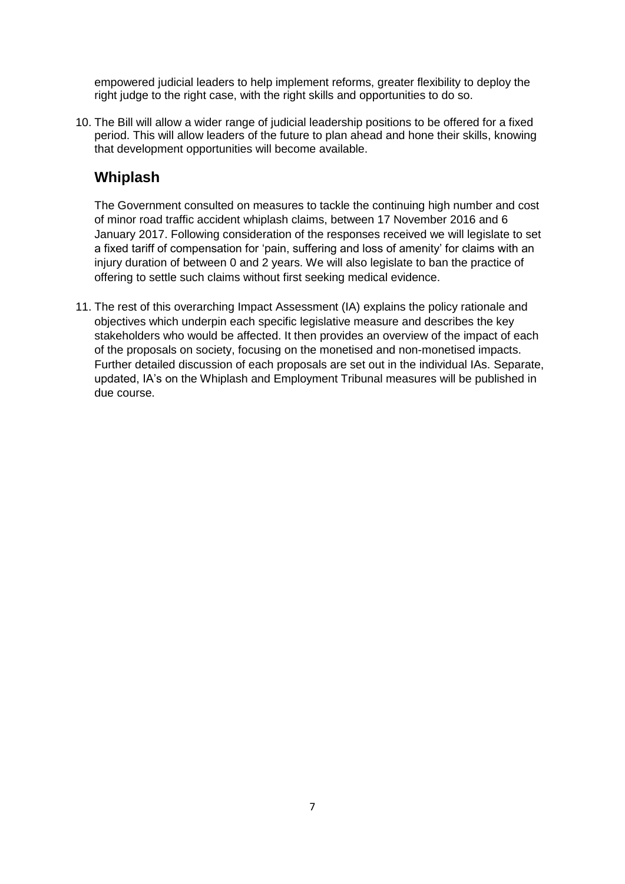empowered judicial leaders to help implement reforms, greater flexibility to deploy the right judge to the right case, with the right skills and opportunities to do so.

10. The Bill will allow a wider range of judicial leadership positions to be offered for a fixed period. This will allow leaders of the future to plan ahead and hone their skills, knowing that development opportunities will become available.

## Whiplash

The Government consulted on measures to tackle the continuing high number and cost of minor road traffic accident whiplash claims, between 17 November 2016 and 6 January 2017. Following consideration of the responses received we will legislate to set a fixed tariff of compensation for 'pain, suffering and loss of amenity' for claims with an injury duration of between 0 and 2 years. We will also legislate to ban the practice of offering to settle such claims without first seeking medical evidence.

11. The rest of this overarching Impact Assessment (IA) explains the policy rationale and objectives which underpin each specific legislative measure and describes the key stakeholders who would be affected. It then provides an overview of the impact of each of the proposals on society, focusing on the monetised and non-monetised impacts. Further detailed discussion of each proposals are set out in the individual IAs. Separate, updated, IA's on the Whiplash and Employment Tribunal measures will be published in due course.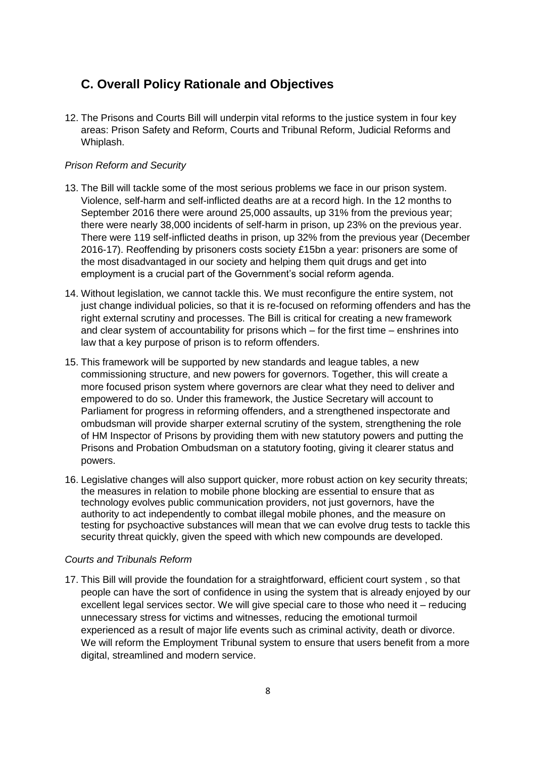## C. Overall Policy Rationale and Objectives

12. The Prisons and Courts Bill will underpin vital reforms to the justice system in four key areas: Prison Safety and Reform, Courts and Tribunal Reform, Judicial Reforms and Whiplash.

*Prison Reform and Security*

13. The Bill will tackle some of the most serious problems we face in our prison system. Violence, self-harm and self-inflicted deaths are at a record high. In the 12 months to September 2016 there were around 25,000 assaults, up 31% from the previous year; there were nearly 38,000 incidents of self-harm in prison, up 23% on the previous year. There were 119 self-inflicted deaths in prison, up 32% from the previous year (December 2016-17). Reoffending by prisoners costs society £15bn a year: prisoners are some of the most disadvantaged in our society and helping them quit drugs and get into employment is a crucial part of the Government's social reform agenda.

14. Without legislation, we cannot tackle this. We must reconfigure the entire system, not just change individual policies, so that it is re-focused on reforming offenders and has the right external scrutiny and processes. The Bill is critical for creating a new framework and clear system of accountability for prisons which – for the first time – enshrines into law that a key purpose of prison is to reform offenders.

15. This framework will be supported by new standards and league tables, a new commissioning structure, and new powers for governors. Together, this will create a more focused prison system where governors are clear what they need to deliver and empowered to do so. Under this framework, the Justice Secretary will account to Parliament for progress in reforming offenders, and a strengthened inspectorate and ombudsman will provide sharper external scrutiny of the system, strengthening the role of HM Inspector of Prisons by providing them with new statutory powers and putting the Prisons and Probation Ombudsman on a statutory footing, giving it clearer status and powers.

16. Legislative changes will also support quicker, more robust action on key security threats; the measures in relation to mobile phone blocking are essential to ensure that as technology evolves public communication providers, not just governors, have the authority to act independently to combat illegal mobile phones, and the measure on testing for psychoactive substances will mean that we can evolve drug tests to tackle this security threat quickly, given the speed with which new compounds are developed.

*Courts and Tribunals Reform*

17. This Bill will provide the foundation for a straightforward, efficient court system , so that people can have the sort of confidence in using the system that is already enjoyed by our excellent legal services sector. We will give special care to those who need it – reducing unnecessary stress for victims and witnesses, reducing the emotional turmoil experienced as a result of major life events such as criminal activity, death or divorce. We will reform the Employment Tribunal system to ensure that users benefit from a more digital, streamlined and modern service.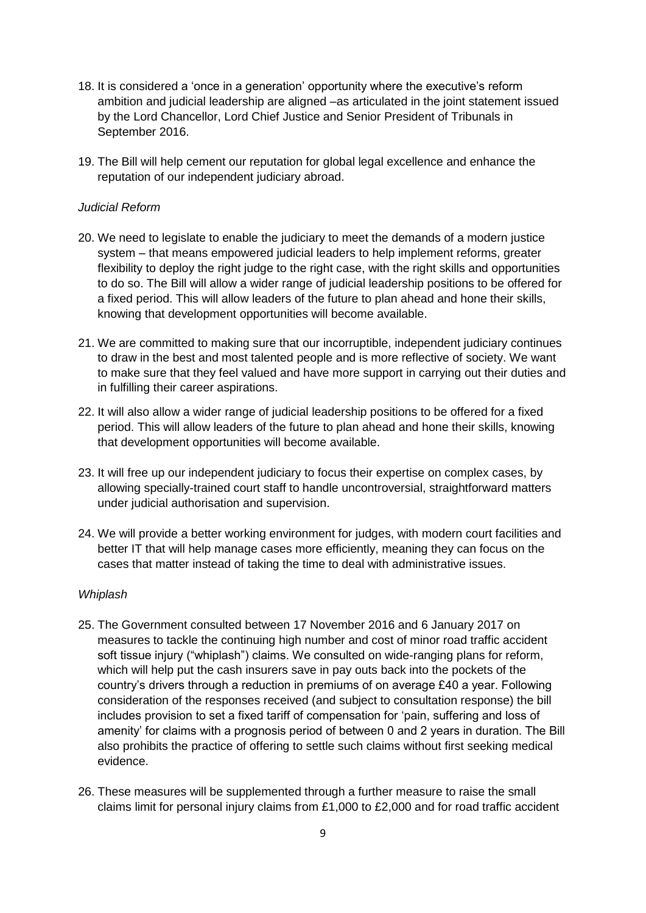18. It is considered a 'once in a generation' opportunity where the executive's reform ambition and judicial leadership are aligned –as articulated in the joint statement issued by the Lord Chancellor, Lord Chief Justice and Senior President of Tribunals in September 2016.

19. The Bill will help cement our reputation for global legal excellence and enhance the reputation of our independent judiciary abroad.

*Judicial Reform*

20. We need to legislate to enable the judiciary to meet the demands of a modern justice system – that means empowered judicial leaders to help implement reforms, greater flexibility to deploy the right judge to the right case, with the right skills and opportunities to do so. The Bill will allow a wider range of judicial leadership positions to be offered for a fixed period. This will allow leaders of the future to plan ahead and hone their skills, knowing that development opportunities will become available.

21. We are committed to making sure that our incorruptible, independent judiciary continues to draw in the best and most talented people and is more reflective of society. We want to make sure that they feel valued and have more support in carrying out their duties and in fulfilling their career aspirations.

22. It will also allow a wider range of judicial leadership positions to be offered for a fixed period. This will allow leaders of the future to plan ahead and hone their skills, knowing that development opportunities will become available.

23. It will free up our independent judiciary to focus their expertise on complex cases, by allowing specially-trained court staff to handle uncontroversial, straightforward matters under judicial authorisation and supervision.

24. We will provide a better working environment for judges, with modern court facilities and better IT that will help manage cases more efficiently, meaning they can focus on the cases that matter instead of taking the time to deal with administrative issues.

*Whiplash*

25. The Government consulted between 17 November 2016 and 6 January 2017 on measures to tackle the continuing high number and cost of minor road traffic accident soft tissue injury ("whiplash") claims. We consulted on wide-ranging plans for reform, which will help put the cash insurers save in pay outs back into the pockets of the country's drivers through a reduction in premiums of on average £40 a year. Following consideration of the responses received (and subject to consultation response) the bill includes provision to set a fixed tariff of compensation for 'pain, suffering and loss of amenity' for claims with a prognosis period of between 0 and 2 years in duration. The Bill also prohibits the practice of offering to settle such claims without first seeking medical evidence.

26. These measures will be supplemented through a further measure to raise the small claims limit for personal injury claims from £1,000 to £2,000 and for road traffic accident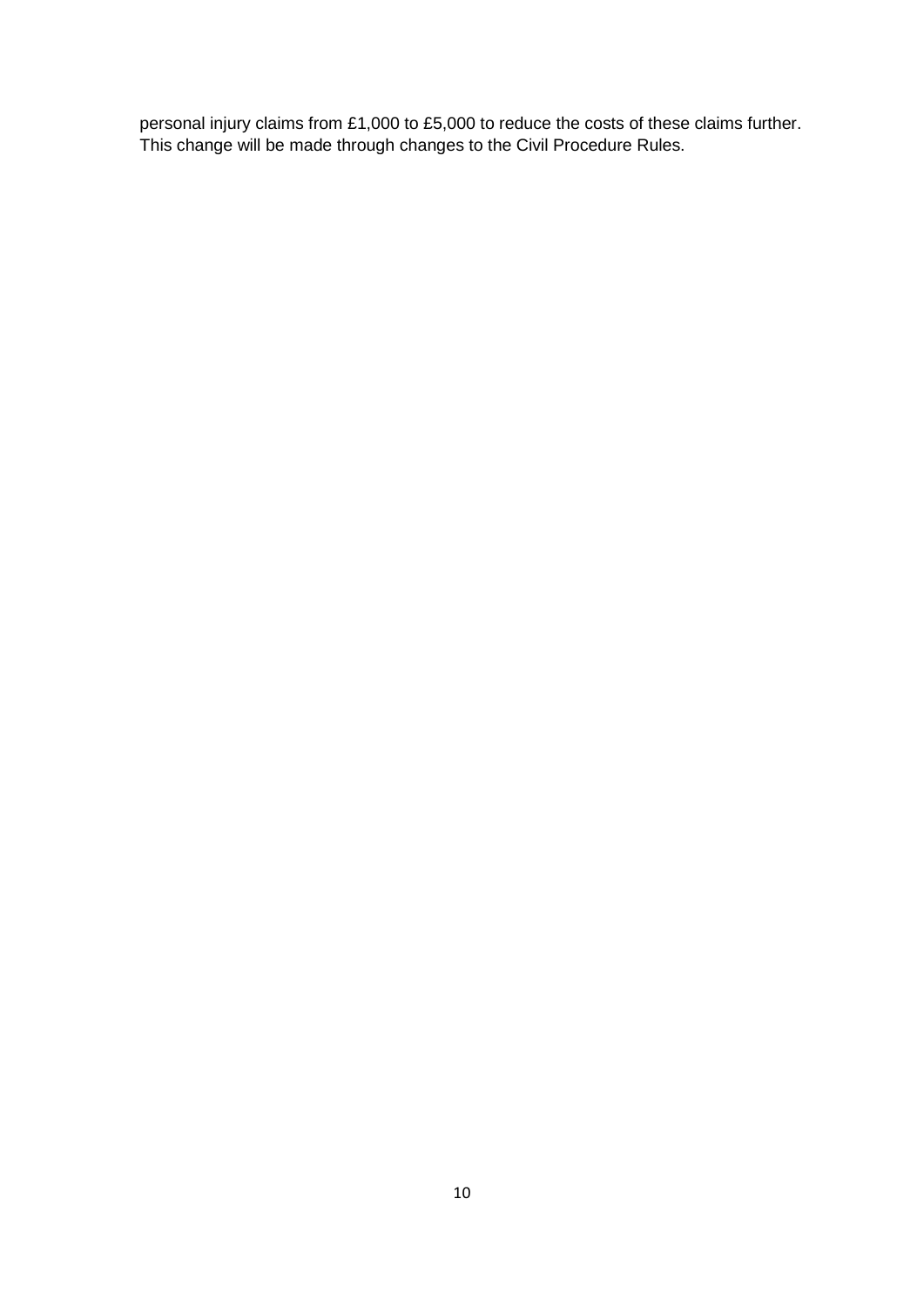personal injury claims from £1,000 to £5,000 to reduce the costs of these claims further. This change will be made through changes to the Civil Procedure Rules.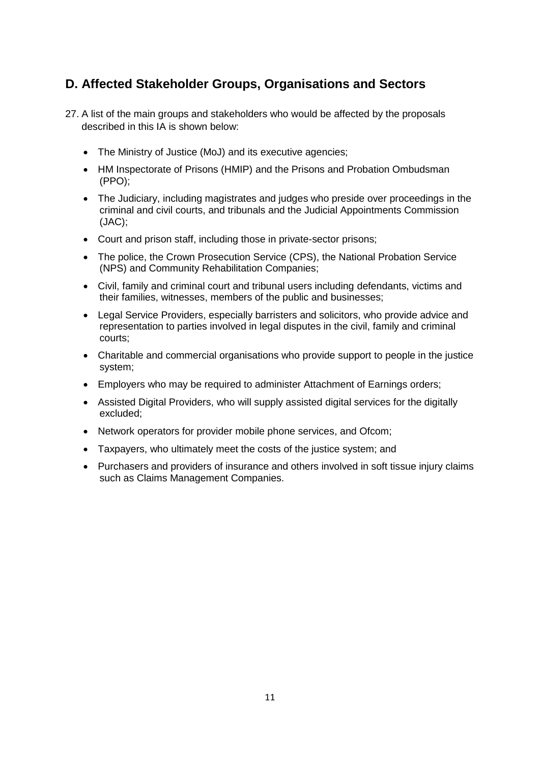## D. Affected Stakeholder Groups, Organisations and Sectors

27. A list of the main groups and stakeholders who would be affected by the proposals described in this IA is shown below:

- The Ministry of Justice (MoJ) and its executive agencies;
- HM Inspectorate of Prisons (HMIP) and the Prisons and Probation Ombudsman (PPO);
- The Judiciary, including magistrates and judges who preside over proceedings in the criminal and civil courts, and tribunals and the Judicial Appointments Commission (JAC);
- Court and prison staff, including those in private-sector prisons;
- The police, the Crown Prosecution Service (CPS), the National Probation Service (NPS) and Community Rehabilitation Companies;
- Civil, family and criminal court and tribunal users including defendants, victims and their families, witnesses, members of the public and businesses;
- Legal Service Providers, especially barristers and solicitors, who provide advice and representation to parties involved in legal disputes in the civil, family and criminal courts;
- Charitable and commercial organisations who provide support to people in the justice system;
- Employers who may be required to administer Attachment of Earnings orders;
- Assisted Digital Providers, who will supply assisted digital services for the digitally excluded;
- Network operators for provider mobile phone services, and Ofcom;
- Taxpayers, who ultimately meet the costs of the justice system; and
- Purchasers and providers of insurance and others involved in soft tissue injury claims such as Claims Management Companies.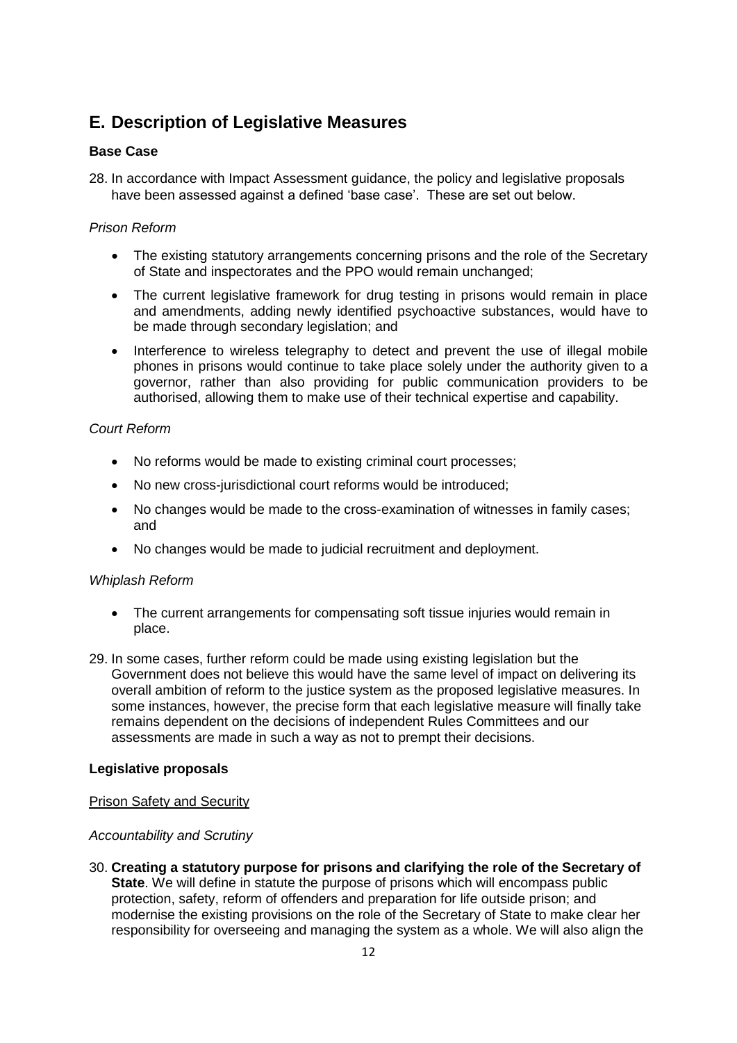## E. Description of Legislative Measures

### Base Case

28. In accordance with Impact Assessment guidance, the policy and legislative proposals have been assessed against a defined 'base case'. These are set out below.

*Prison Reform*

- The existing statutory arrangements concerning prisons and the role of the Secretary of State and inspectorates and the PPO would remain unchanged;
- The current legislative framework for drug testing in prisons would remain in place and amendments, adding newly identified psychoactive substances, would have to be made through secondary legislation; and
- Interference to wireless telegraphy to detect and prevent the use of illegal mobile phones in prisons would continue to take place solely under the authority given to a governor, rather than also providing for public communication providers to be authorised, allowing them to make use of their technical expertise and capability.

*Court Reform*

- No reforms would be made to existing criminal court processes;
- No new cross-jurisdictional court reforms would be introduced;
- No changes would be made to the cross-examination of witnesses in family cases; and
- No changes would be made to judicial recruitment and deployment.

*Whiplash Reform*

- The current arrangements for compensating soft tissue injuries would remain in place.

29. In some cases, further reform could be made using existing legislation but the Government does not believe this would have the same level of impact on delivering its overall ambition of reform to the justice system as the proposed legislative measures. In some instances, however, the precise form that each legislative measure will finally take remains dependent on the decisions of independent Rules Committees and our assessments are made in such a way as not to prempt their decisions.

### Legislative proposals

<u>Prison Safety and Security</u>

*Accountability and Scrutiny*

30. **Creating a statutory purpose for prisons and clarifying the role of the Secretary of State**. We will define in statute the purpose of prisons which will encompass public protection, safety, reform of offenders and preparation for life outside prison; and modernise the existing provisions on the role of the Secretary of State to make clear her responsibility for overseeing and managing the system as a whole. We will also align the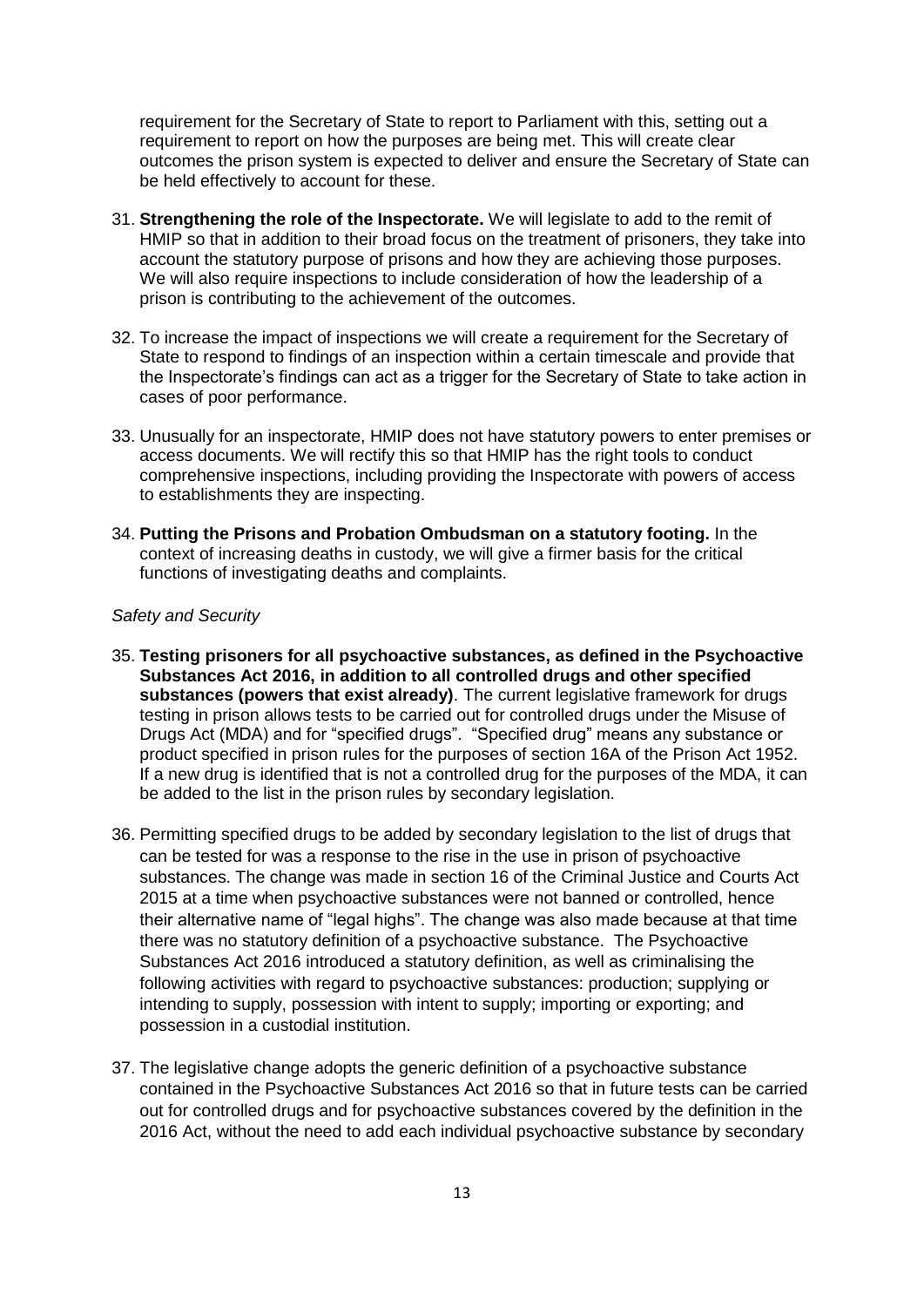requirement for the Secretary of State to report to Parliament with this, setting out a requirement to report on how the purposes are being met. This will create clear outcomes the prison system is expected to deliver and ensure the Secretary of State can be held effectively to account for these.

31. **Strengthening the role of the Inspectorate.** We will legislate to add to the remit of HMIP so that in addition to their broad focus on the treatment of prisoners, they take into account the statutory purpose of prisons and how they are achieving those purposes. We will also require inspections to include consideration of how the leadership of a prison is contributing to the achievement of the outcomes.

32. To increase the impact of inspections we will create a requirement for the Secretary of State to respond to findings of an inspection within a certain timescale and provide that the Inspectorate's findings can act as a trigger for the Secretary of State to take action in cases of poor performance.

33. Unusually for an inspectorate, HMIP does not have statutory powers to enter premises or access documents. We will rectify this so that HMIP has the right tools to conduct comprehensive inspections, including providing the Inspectorate with powers of access to establishments they are inspecting.

34. **Putting the Prisons and Probation Ombudsman on a statutory footing.** In the context of increasing deaths in custody, we will give a firmer basis for the critical functions of investigating deaths and complaints.

*Safety and Security*

35. **Testing prisoners for all psychoactive substances, as defined in the Psychoactive Substances Act 2016, in addition to all controlled drugs and other specified substances (powers that exist already)**. The current legislative framework for drugs testing in prison allows tests to be carried out for controlled drugs under the Misuse of Drugs Act (MDA) and for "specified drugs". "Specified drug" means any substance or product specified in prison rules for the purposes of section 16A of the Prison Act 1952. If a new drug is identified that is not a controlled drug for the purposes of the MDA, it can be added to the list in the prison rules by secondary legislation.

36. Permitting specified drugs to be added by secondary legislation to the list of drugs that can be tested for was a response to the rise in the use in prison of psychoactive substances. The change was made in section 16 of the Criminal Justice and Courts Act 2015 at a time when psychoactive substances were not banned or controlled, hence their alternative name of "legal highs". The change was also made because at that time there was no statutory definition of a psychoactive substance. The Psychoactive Substances Act 2016 introduced a statutory definition, as well as criminalising the following activities with regard to psychoactive substances: production; supplying or intending to supply, possession with intent to supply; importing or exporting; and possession in a custodial institution.

37. The legislative change adopts the generic definition of a psychoactive substance contained in the Psychoactive Substances Act 2016 so that in future tests can be carried out for controlled drugs and for psychoactive substances covered by the definition in the 2016 Act, without the need to add each individual psychoactive substance by secondary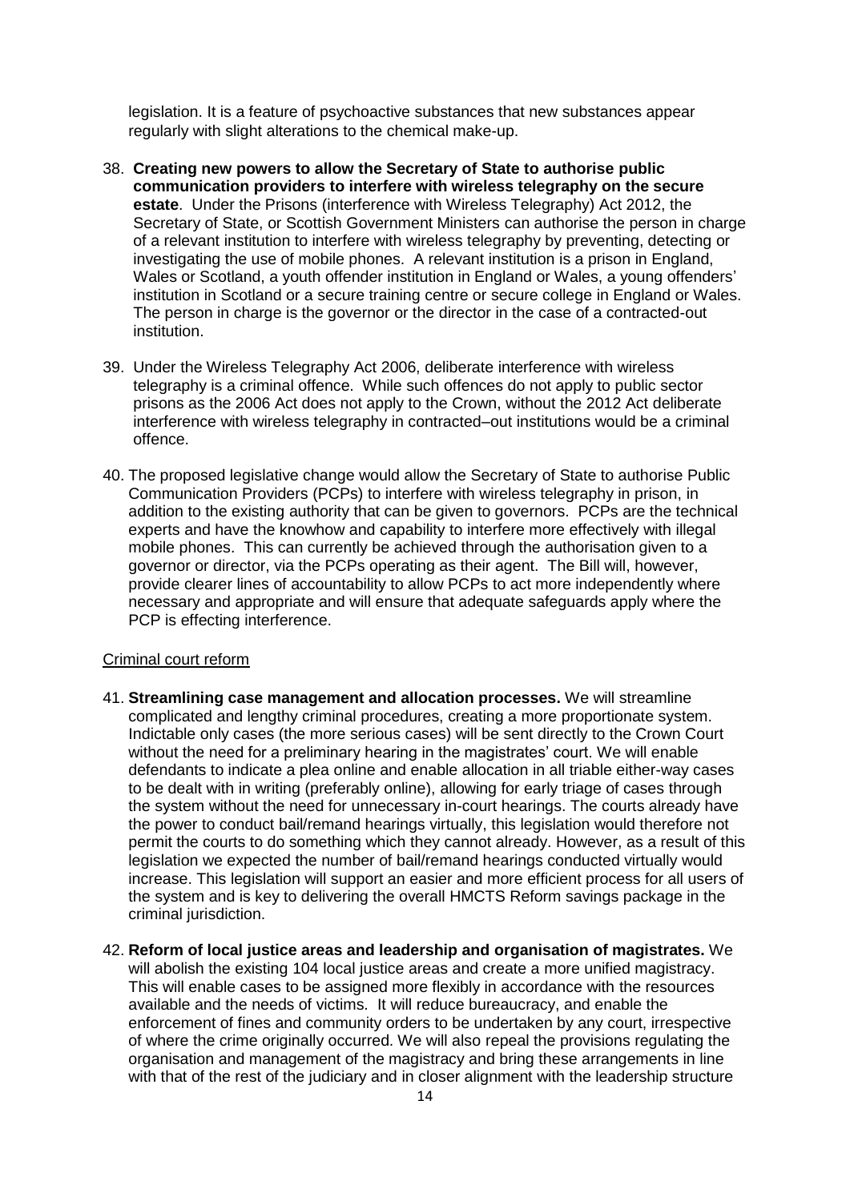legislation. It is a feature of psychoactive substances that new substances appear regularly with slight alterations to the chemical make-up.

38. **Creating new powers to allow the Secretary of State to authorise public communication providers to interfere with wireless telegraphy on the secure estate**. Under the Prisons (interference with Wireless Telegraphy) Act 2012, the Secretary of State, or Scottish Government Ministers can authorise the person in charge of a relevant institution to interfere with wireless telegraphy by preventing, detecting or investigating the use of mobile phones. A relevant institution is a prison in England, Wales or Scotland, a youth offender institution in England or Wales, a young offenders' institution in Scotland or a secure training centre or secure college in England or Wales. The person in charge is the governor or the director in the case of a contracted-out institution.

39. Under the Wireless Telegraphy Act 2006, deliberate interference with wireless telegraphy is a criminal offence. While such offences do not apply to public sector prisons as the 2006 Act does not apply to the Crown, without the 2012 Act deliberate interference with wireless telegraphy in contracted–out institutions would be a criminal offence.

40. The proposed legislative change would allow the Secretary of State to authorise Public Communication Providers (PCPs) to interfere with wireless telegraphy in prison, in addition to the existing authority that can be given to governors. PCPs are the technical experts and have the knowhow and capability to interfere more effectively with illegal mobile phones. This can currently be achieved through the authorisation given to a governor or director, via the PCPs operating as their agent. The Bill will, however, provide clearer lines of accountability to allow PCPs to act more independently where necessary and appropriate and will ensure that adequate safeguards apply where the PCP is effecting interference.

Criminal court reform

41. **Streamlining case management and allocation processes.** We will streamline complicated and lengthy criminal procedures, creating a more proportionate system. Indictable only cases (the more serious cases) will be sent directly to the Crown Court without the need for a preliminary hearing in the magistrates' court. We will enable defendants to indicate a plea online and enable allocation in all triable either-way cases to be dealt with in writing (preferably online), allowing for early triage of cases through the system without the need for unnecessary in-court hearings. The courts already have the power to conduct bail/remand hearings virtually, this legislation would therefore not permit the courts to do something which they cannot already. However, as a result of this legislation we expected the number of bail/remand hearings conducted virtually would increase. This legislation will support an easier and more efficient process for all users of the system and is key to delivering the overall HMCTS Reform savings package in the criminal jurisdiction.

42. **Reform of local justice areas and leadership and organisation of magistrates.** We will abolish the existing 104 local justice areas and create a more unified magistracy. This will enable cases to be assigned more flexibly in accordance with the resources available and the needs of victims. It will reduce bureaucracy, and enable the enforcement of fines and community orders to be undertaken by any court, irrespective of where the crime originally occurred. We will also repeal the provisions regulating the organisation and management of the magistracy and bring these arrangements in line with that of the rest of the judiciary and in closer alignment with the leadership structure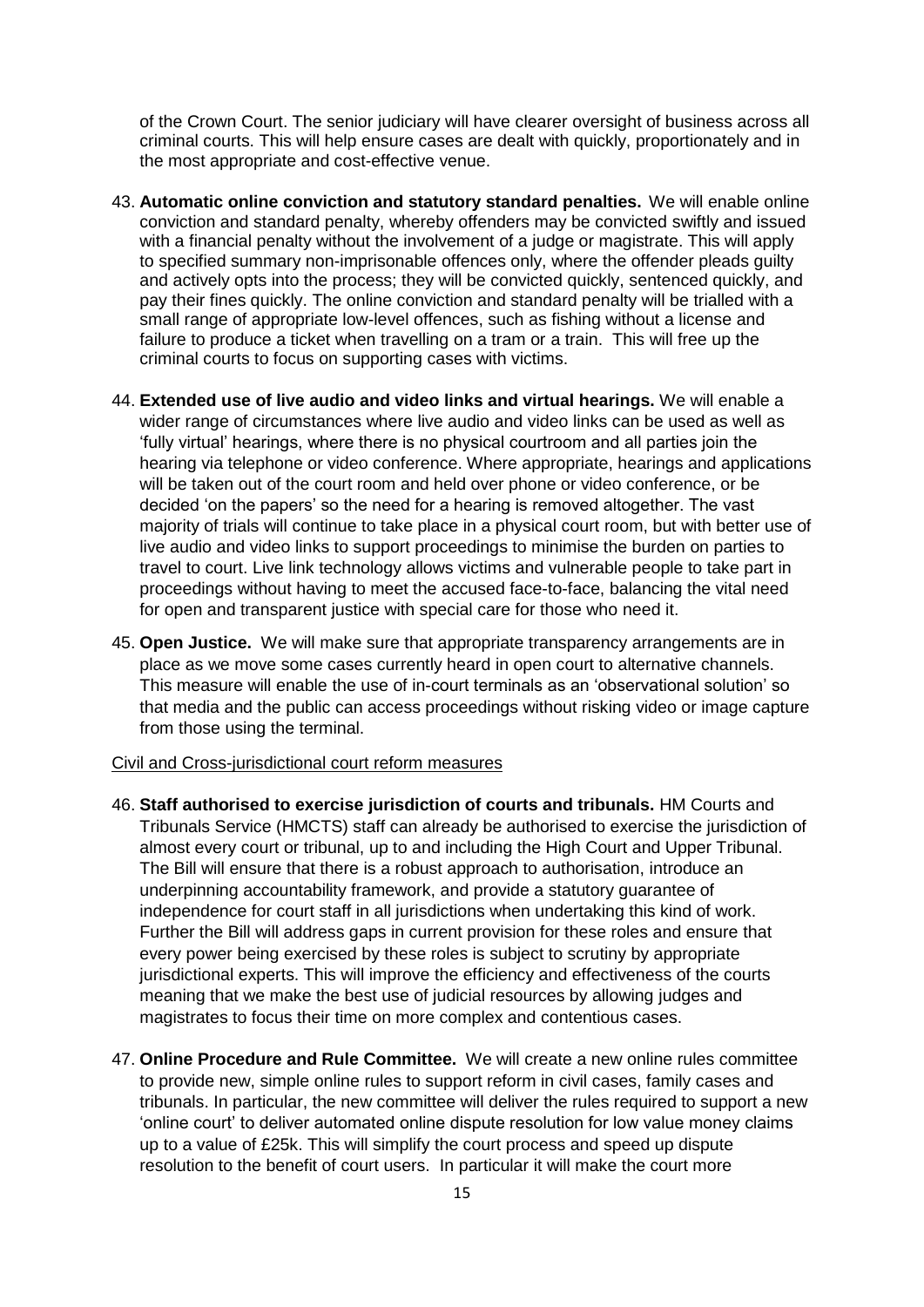of the Crown Court. The senior judiciary will have clearer oversight of business across all criminal courts. This will help ensure cases are dealt with quickly, proportionately and in the most appropriate and cost-effective venue.

43. **Automatic online conviction and statutory standard penalties.** We will enable online conviction and standard penalty, whereby offenders may be convicted swiftly and issued with a financial penalty without the involvement of a judge or magistrate. This will apply to specified summary non-imprisonable offences only, where the offender pleads guilty and actively opts into the process; they will be convicted quickly, sentenced quickly, and pay their fines quickly. The online conviction and standard penalty will be trialled with a small range of appropriate low-level offences, such as fishing without a license and failure to produce a ticket when travelling on a tram or a train. This will free up the criminal courts to focus on supporting cases with victims.

44. **Extended use of live audio and video links and virtual hearings.** We will enable a wider range of circumstances where live audio and video links can be used as well as 'fully virtual' hearings, where there is no physical courtroom and all parties join the hearing via telephone or video conference. Where appropriate, hearings and applications will be taken out of the court room and held over phone or video conference, or be decided 'on the papers' so the need for a hearing is removed altogether. The vast majority of trials will continue to take place in a physical court room, but with better use of live audio and video links to support proceedings to minimise the burden on parties to travel to court. Live link technology allows victims and vulnerable people to take part in proceedings without having to meet the accused face-to-face, balancing the vital need for open and transparent justice with special care for those who need it.

45. **Open Justice.** We will make sure that appropriate transparency arrangements are in place as we move some cases currently heard in open court to alternative channels. This measure will enable the use of in-court terminals as an 'observational solution' so that media and the public can access proceedings without risking video or image capture from those using the terminal.

Civil and Cross-jurisdictional court reform measures

46. **Staff authorised to exercise jurisdiction of courts and tribunals.** HM Courts and Tribunals Service (HMCTS) staff can already be authorised to exercise the jurisdiction of almost every court or tribunal, up to and including the High Court and Upper Tribunal. The Bill will ensure that there is a robust approach to authorisation, introduce an underpinning accountability framework, and provide a statutory guarantee of independence for court staff in all jurisdictions when undertaking this kind of work. Further the Bill will address gaps in current provision for these roles and ensure that every power being exercised by these roles is subject to scrutiny by appropriate jurisdictional experts. This will improve the efficiency and effectiveness of the courts meaning that we make the best use of judicial resources by allowing judges and magistrates to focus their time on more complex and contentious cases.

47. **Online Procedure and Rule Committee.** We will create a new online rules committee to provide new, simple online rules to support reform in civil cases, family cases and tribunals. In particular, the new committee will deliver the rules required to support a new 'online court' to deliver automated online dispute resolution for low value money claims up to a value of £25k. This will simplify the court process and speed up dispute resolution to the benefit of court users. In particular it will make the court more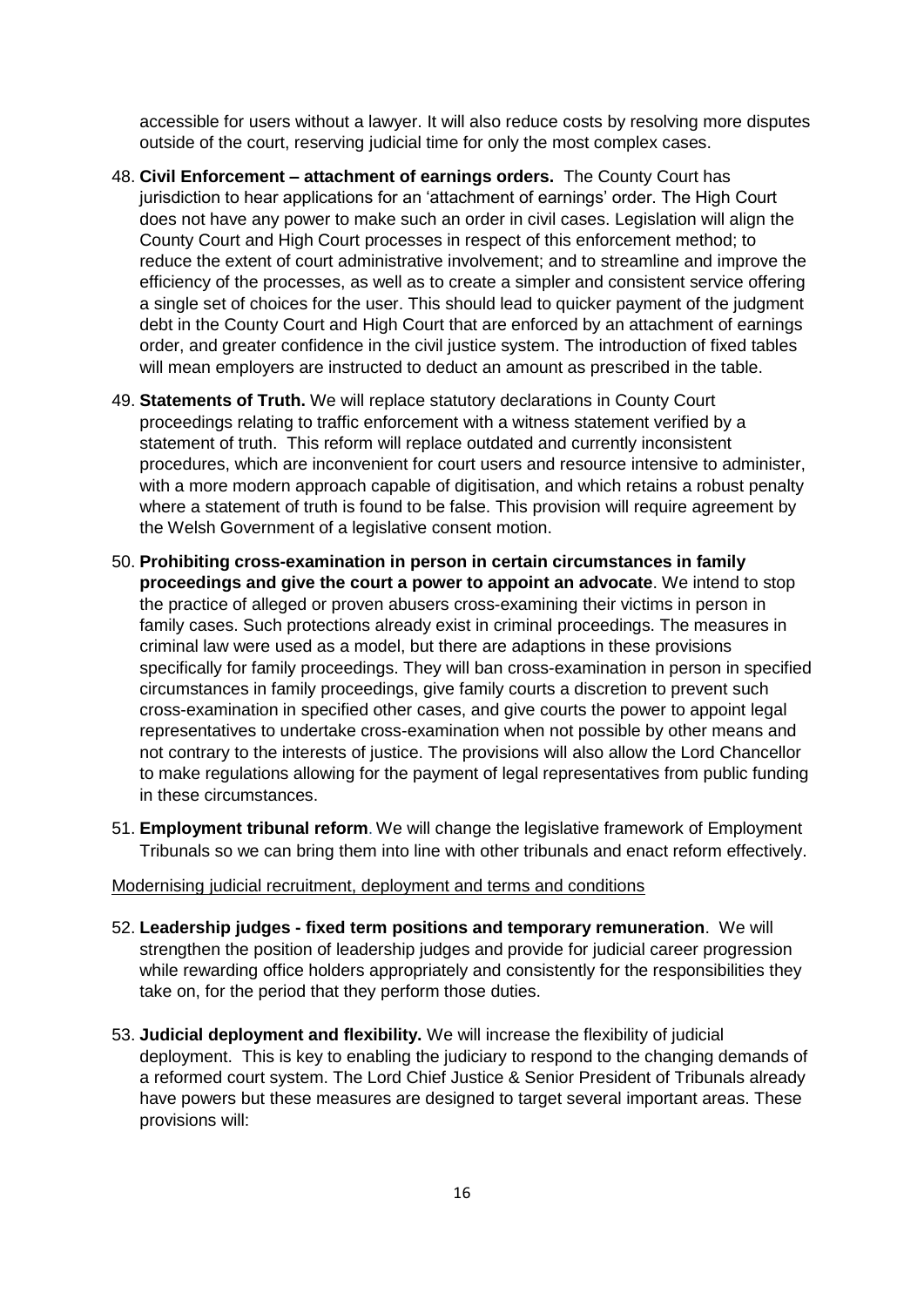accessible for users without a lawyer. It will also reduce costs by resolving more disputes outside of the court, reserving judicial time for only the most complex cases.

48. **Civil Enforcement – attachment of earnings orders.** The County Court has jurisdiction to hear applications for an 'attachment of earnings' order. The High Court does not have any power to make such an order in civil cases. Legislation will align the County Court and High Court processes in respect of this enforcement method; to reduce the extent of court administrative involvement; and to streamline and improve the efficiency of the processes, as well as to create a simpler and consistent service offering a single set of choices for the user. This should lead to quicker payment of the judgment debt in the County Court and High Court that are enforced by an attachment of earnings order, and greater confidence in the civil justice system. The introduction of fixed tables will mean employers are instructed to deduct an amount as prescribed in the table.

49. **Statements of Truth.** We will replace statutory declarations in County Court proceedings relating to traffic enforcement with a witness statement verified by a statement of truth. This reform will replace outdated and currently inconsistent procedures, which are inconvenient for court users and resource intensive to administer, with a more modern approach capable of digitisation, and which retains a robust penalty where a statement of truth is found to be false. This provision will require agreement by the Welsh Government of a legislative consent motion.

50. **Prohibiting cross-examination in person in certain circumstances in family proceedings and give the court a power to appoint an advocate**. We intend to stop the practice of alleged or proven abusers cross-examining their victims in person in family cases. Such protections already exist in criminal proceedings. The measures in criminal law were used as a model, but there are adaptions in these provisions specifically for family proceedings. They will ban cross-examination in person in specified circumstances in family proceedings, give family courts a discretion to prevent such cross-examination in specified other cases, and give courts the power to appoint legal representatives to undertake cross-examination when not possible by other means and not contrary to the interests of justice. The provisions will also allow the Lord Chancellor to make regulations allowing for the payment of legal representatives from public funding in these circumstances.

51. **Employment tribunal reform**. We will change the legislative framework of Employment Tribunals so we can bring them into line with other tribunals and enact reform effectively.

Modernising judicial recruitment, deployment and terms and conditions

52. **Leadership judges - fixed term positions and temporary remuneration**. We will strengthen the position of leadership judges and provide for judicial career progression while rewarding office holders appropriately and consistently for the responsibilities they take on, for the period that they perform those duties.

53. **Judicial deployment and flexibility.** We will increase the flexibility of judicial deployment. This is key to enabling the judiciary to respond to the changing demands of a reformed court system. The Lord Chief Justice & Senior President of Tribunals already have powers but these measures are designed to target several important areas. These provisions will: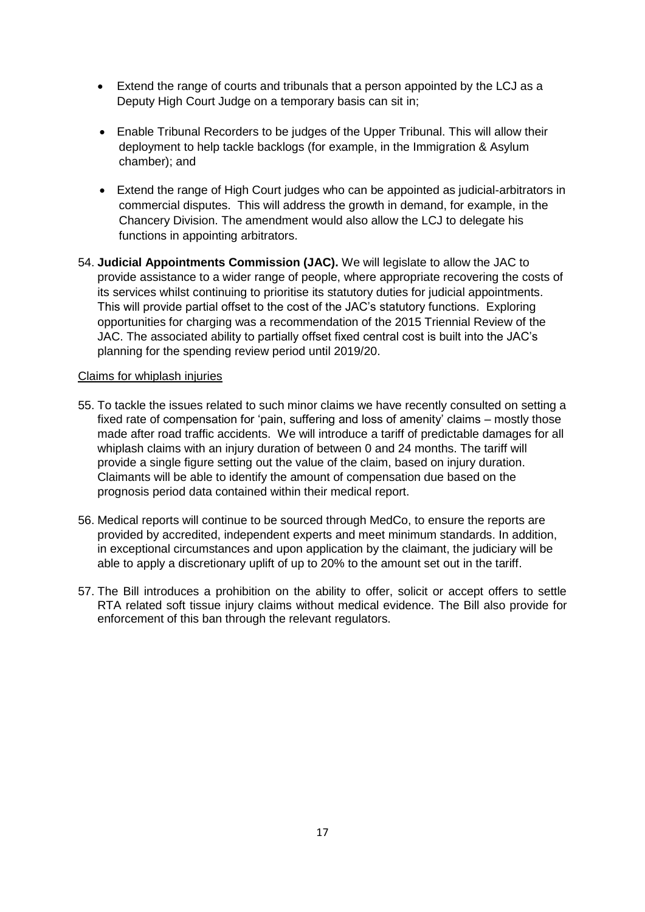- Extend the range of courts and tribunals that a person appointed by the LCJ as a Deputy High Court Judge on a temporary basis can sit in;
- Enable Tribunal Recorders to be judges of the Upper Tribunal. This will allow their deployment to help tackle backlogs (for example, in the Immigration & Asylum chamber); and
- Extend the range of High Court judges who can be appointed as judicial-arbitrators in commercial disputes. This will address the growth in demand, for example, in the Chancery Division. The amendment would also allow the LCJ to delegate his functions in appointing arbitrators.

54. **Judicial Appointments Commission (JAC).** We will legislate to allow the JAC to provide assistance to a wider range of people, where appropriate recovering the costs of its services whilst continuing to prioritise its statutory duties for judicial appointments. This will provide partial offset to the cost of the JAC's statutory functions. Exploring opportunities for charging was a recommendation of the 2015 Triennial Review of the JAC. The associated ability to partially offset fixed central cost is built into the JAC's planning for the spending review period until 2019/20.

<u>Claims for whiplash injuries</u>

55. To tackle the issues related to such minor claims we have recently consulted on setting a fixed rate of compensation for 'pain, suffering and loss of amenity' claims – mostly those made after road traffic accidents. We will introduce a tariff of predictable damages for all whiplash claims with an injury duration of between 0 and 24 months. The tariff will provide a single figure setting out the value of the claim, based on injury duration. Claimants will be able to identify the amount of compensation due based on the prognosis period data contained within their medical report.

56. Medical reports will continue to be sourced through MedCo, to ensure the reports are provided by accredited, independent experts and meet minimum standards. In addition, in exceptional circumstances and upon application by the claimant, the judiciary will be able to apply a discretionary uplift of up to 20% to the amount set out in the tariff.

57. The Bill introduces a prohibition on the ability to offer, solicit or accept offers to settle RTA related soft tissue injury claims without medical evidence. The Bill also provide for enforcement of this ban through the relevant regulators.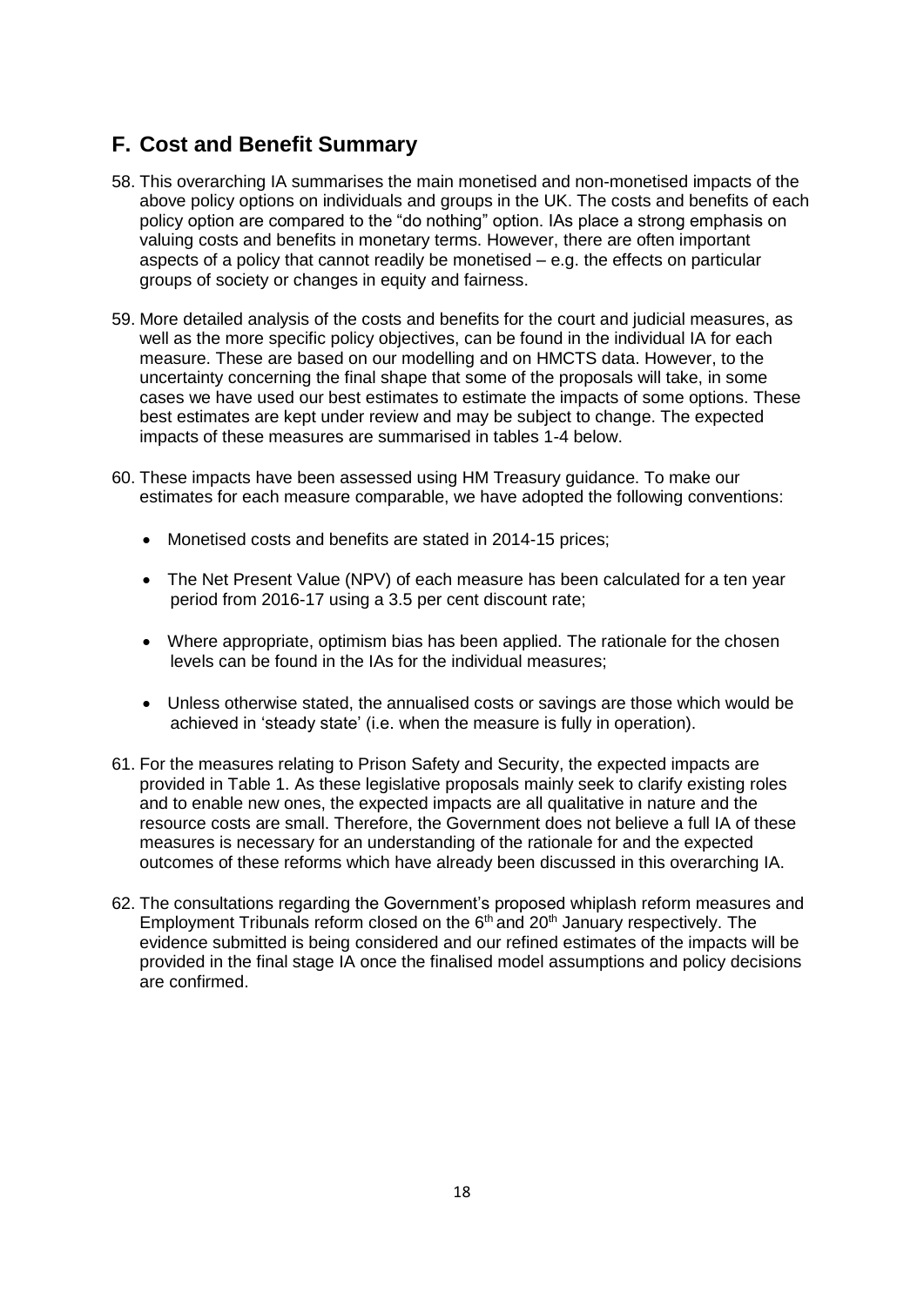## F. Cost and Benefit Summary

58. This overarching IA summarises the main monetised and non-monetised impacts of the above policy options on individuals and groups in the UK. The costs and benefits of each policy option are compared to the "do nothing" option. IAs place a strong emphasis on valuing costs and benefits in monetary terms. However, there are often important aspects of a policy that cannot readily be monetised – e.g. the effects on particular groups of society or changes in equity and fairness.

59. More detailed analysis of the costs and benefits for the court and judicial measures, as well as the more specific policy objectives, can be found in the individual IA for each measure. These are based on our modelling and on HMCTS data. However, to the uncertainty concerning the final shape that some of the proposals will take, in some cases we have used our best estimates to estimate the impacts of some options. These best estimates are kept under review and may be subject to change. The expected impacts of these measures are summarised in tables 1-4 below.

60. These impacts have been assessed using HM Treasury guidance. To make our estimates for each measure comparable, we have adopted the following conventions:

    - Monetised costs and benefits are stated in 2014-15 prices;
    - The Net Present Value (NPV) of each measure has been calculated for a ten year period from 2016-17 using a 3.5 per cent discount rate;
    - Where appropriate, optimism bias has been applied. The rationale for the chosen levels can be found in the IAs for the individual measures;
    - Unless otherwise stated, the annualised costs or savings are those which would be achieved in 'steady state' (i.e. when the measure is fully in operation).

61. For the measures relating to Prison Safety and Security, the expected impacts are provided in Table 1. As these legislative proposals mainly seek to clarify existing roles and to enable new ones, the expected impacts are all qualitative in nature and the resource costs are small. Therefore, the Government does not believe a full IA of these measures is necessary for an understanding of the rationale for and the expected outcomes of these reforms which have already been discussed in this overarching IA.

62. The consultations regarding the Government's proposed whiplash reform measures and Employment Tribunals reform closed on the 6th and 20th January respectively. The evidence submitted is being considered and our refined estimates of the impacts will be provided in the final stage IA once the finalised model assumptions and policy decisions are confirmed.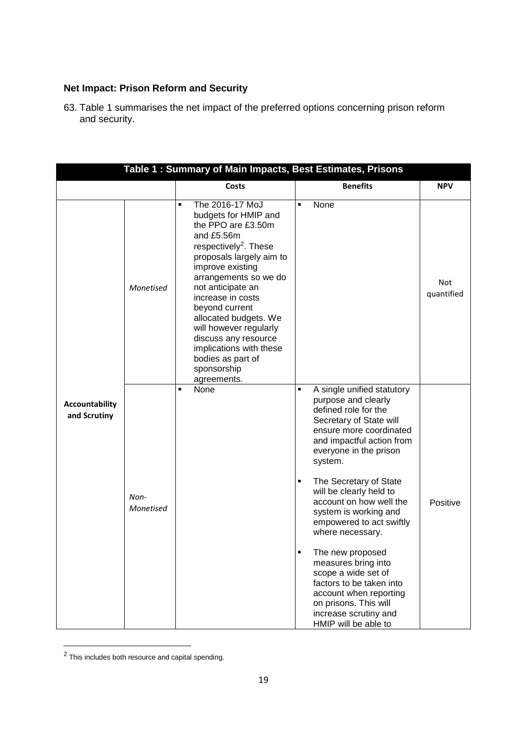**Net Impact: Prison Reform and Security**

63. Table 1 summarises the net impact of the preferred options concerning prison reform and security.

| Table 1 : Summary of Main Impacts, Best Estimates, Prisons | | | | |
|---|---|---|---|---|
| | | **Costs** | **Benefits** | **NPV** |
| **Accountability and Scrutiny** | *Monetised* | ▪ The 2016-17 MoJ budgets for HMIP and the PPO are £3.50m and £5.56m respectively[2]. These proposals largely aim to improve existing arrangements so we do not anticipate an increase in costs beyond current allocated budgets. We will however regularly discuss any resource implications with these bodies as part of sponsorship agreements. | ▪ None | Not quantified |
| | *Non-Monetised* | ▪ None | ▪ A single unified statutory purpose and clearly defined role for the Secretary of State will ensure more coordinated and impactful action from everyone in the prison system. ▪ The Secretary of State will be clearly held to account on how well the system is working and empowered to act swiftly where necessary. ▪ The new proposed measures bring into scope a wide set of factors to be taken into account when reporting on prisons. This will increase scrutiny and HMIP will be able to | Positive |

[2] This includes both resource and capital spending.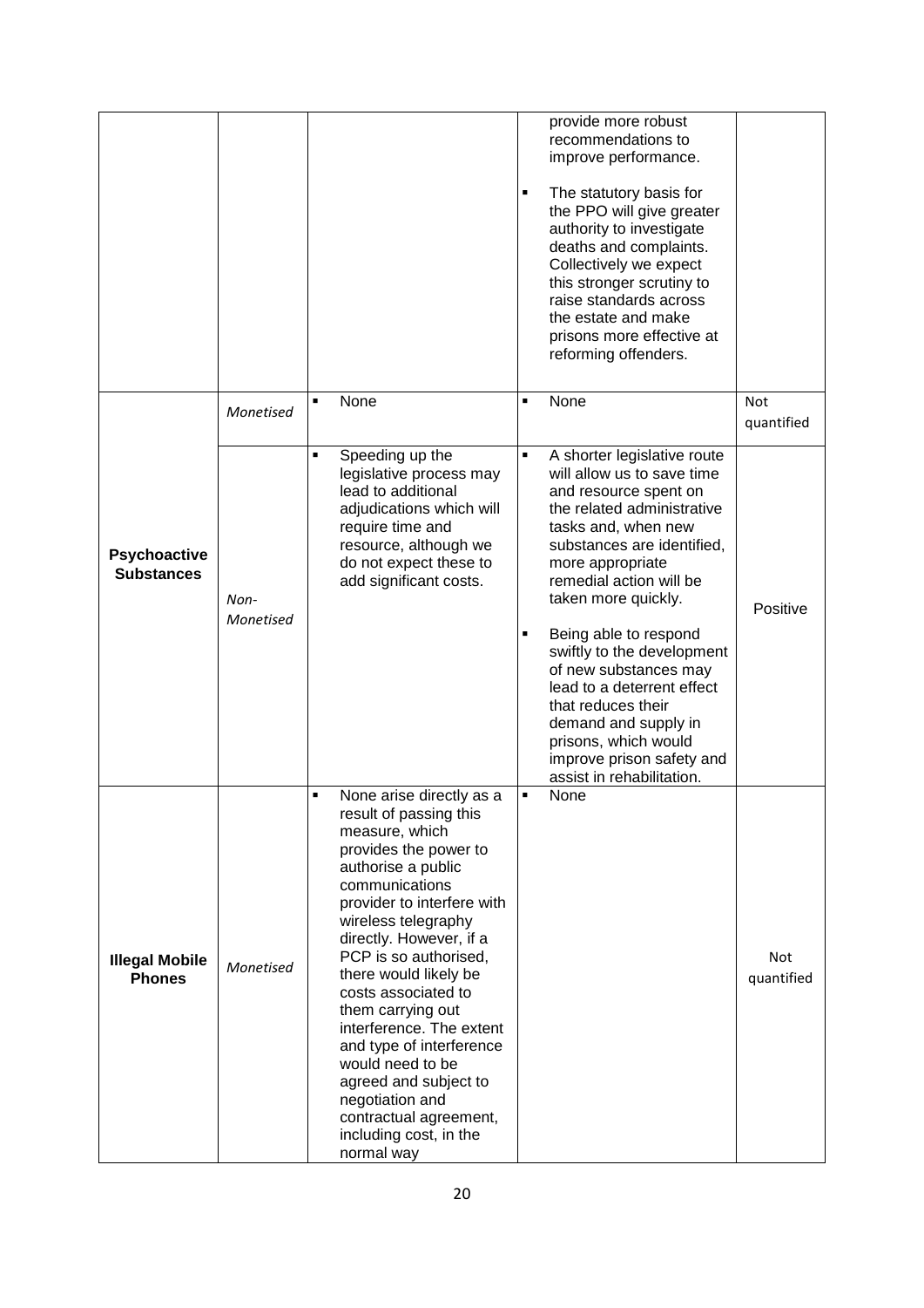| | | | | |
|---|---|---|---|---|
| | | | provide more robust recommendations to improve performance.<br><br>▪ The statutory basis for the PPO will give greater authority to investigate deaths and complaints. Collectively we expect this stronger scrutiny to raise standards across the estate and make prisons more effective at reforming offenders. | |
| **Psychoactive Substances** | *Monetised* | ▪ None | ▪ None | Not quantified |
| | *Non-Monetised* | ▪ Speeding up the legislative process may lead to additional adjudications which will require time and resource, although we do not expect these to add significant costs. | ▪ A shorter legislative route will allow us to save time and resource spent on the related administrative tasks and, when new substances are identified, more appropriate remedial action will be taken more quickly.<br><br>▪ Being able to respond swiftly to the development of new substances may lead to a deterrent effect that reduces their demand and supply in prisons, which would improve prison safety and assist in rehabilitation. | Positive |
| **Illegal Mobile Phones** | *Monetised* | ▪ None arise directly as a result of passing this measure, which provides the power to authorise a public communications provider to interfere with wireless telegraphy directly. However, if a PCP is so authorised, there would likely be costs associated to them carrying out interference. The extent and type of interference would need to be agreed and subject to negotiation and contractual agreement, including cost, in the normal way | ▪ None | Not quantified |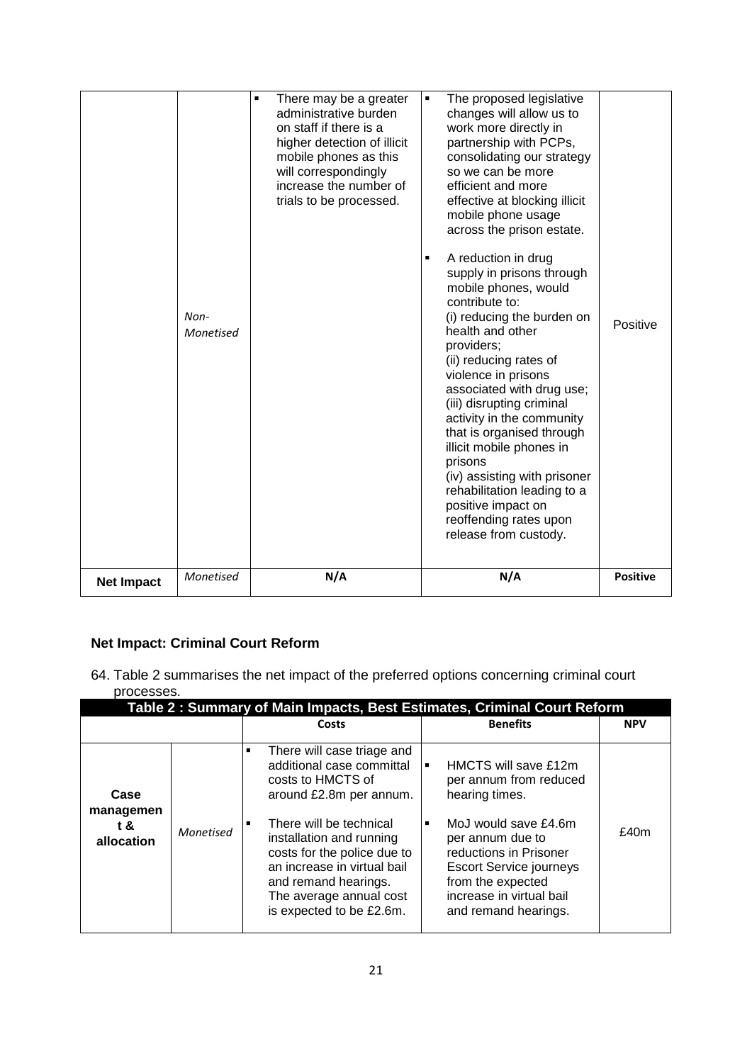| | | | | |
|---|---|---|---|---|
| | *Non-Monetised* | ▪ There may be a greater administrative burden on staff if there is a higher detection of illicit mobile phones as this will correspondingly increase the number of trials to be processed. | ▪ The proposed legislative changes will allow us to work more directly in partnership with PCPs, consolidating our strategy so we can be more efficient and more effective at blocking illicit mobile phone usage across the prison estate.<br><br>▪ A reduction in drug supply in prisons through mobile phones, would contribute to:<br>(i) reducing the burden on health and other providers;<br>(ii) reducing rates of violence in prisons associated with drug use;<br>(iii) disrupting criminal activity in the community that is organised through illicit mobile phones in prisons<br>(iv) assisting with prisoner rehabilitation leading to a positive impact on reoffending rates upon release from custody. | Positive |
| **Net Impact** | *Monetised* | **N/A** | **N/A** | **Positive** |

**Net Impact: Criminal Court Reform**

64. Table 2 summarises the net impact of the preferred options concerning criminal court processes.

| **Table 2 : Summary of Main Impacts, Best Estimates, Criminal Court Reform** | | | | |
|---|---|---|---|---|
| | | **Costs** | **Benefits** | **NPV** |
| **Case management & allocation** | *Monetised* | ▪ There will case triage and additional case committal costs to HMCTS of around £2.8m per annum.<br><br>▪ There will be technical installation and running costs for the police due to an increase in virtual bail and remand hearings. The average annual cost is expected to be £2.6m. | ▪ HMCTS will save £12m per annum from reduced hearing times.<br><br>▪ MoJ would save £4.6m per annum due to reductions in Prisoner Escort Service journeys from the expected increase in virtual bail and remand hearings. | £40m |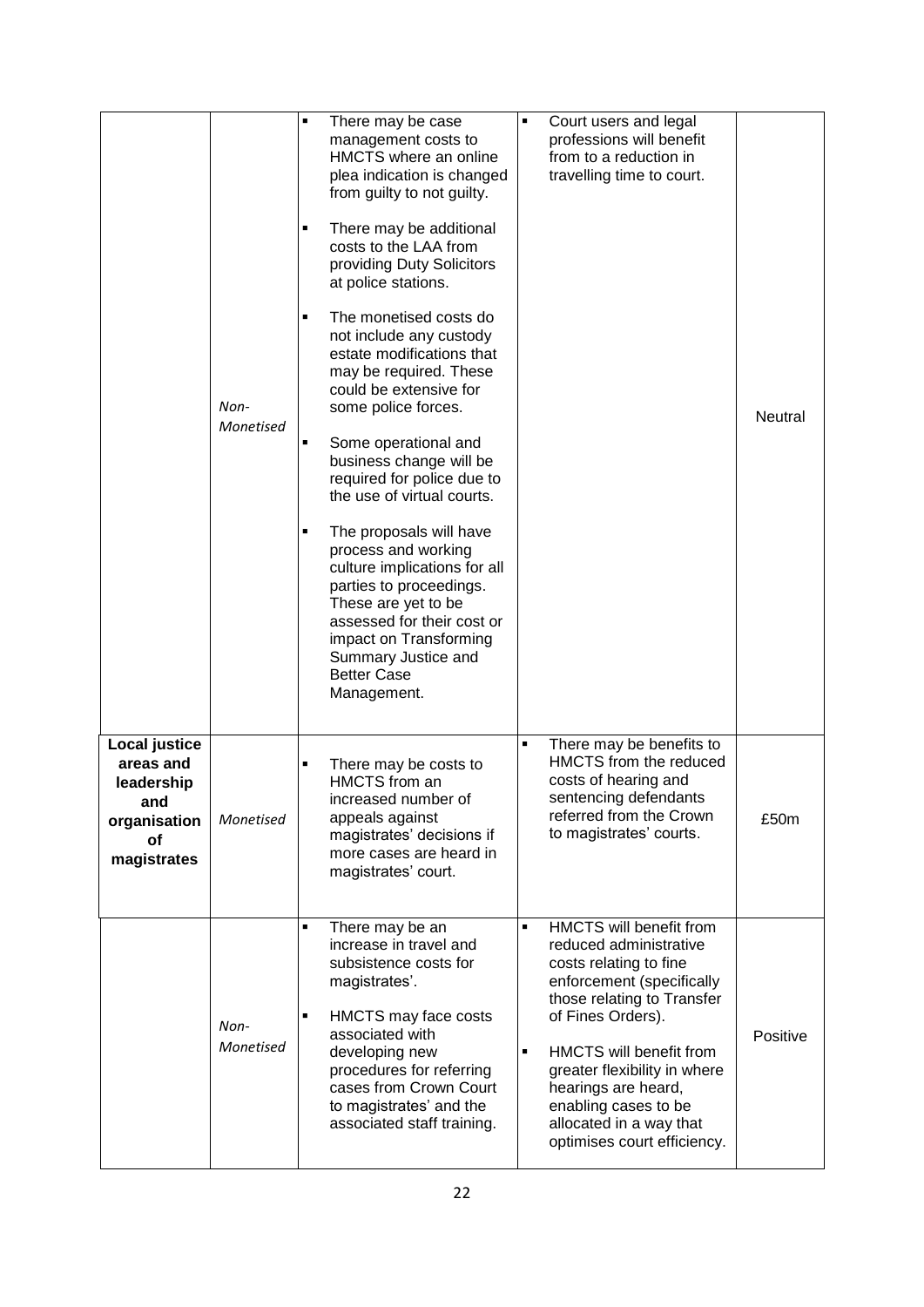| | | | | |
|---|---|---|---|---|
| | *Non-Monetised* | ▪ There may be case management costs to HMCTS where an online plea indication is changed from guilty to not guilty.<br><br>▪ There may be additional costs to the LAA from providing Duty Solicitors at police stations.<br><br>▪ The monetised costs do not include any custody estate modifications that may be required. These could be extensive for some police forces.<br><br>▪ Some operational and business change will be required for police due to the use of virtual courts.<br><br>▪ The proposals will have process and working culture implications for all parties to proceedings. These are yet to be assessed for their cost or impact on Transforming Summary Justice and Better Case Management. | ▪ Court users and legal professions will benefit from to a reduction in travelling time to court. | Neutral |
| **Local justice areas and leadership and organisation of magistrates** | *Monetised* | ▪ There may be costs to HMCTS from an increased number of appeals against magistrates' decisions if more cases are heard in magistrates' court. | ▪ There may be benefits to HMCTS from the reduced costs of hearing and sentencing defendants referred from the Crown to magistrates' courts. | £50m |
| | *Non-Monetised* | ▪ There may be an increase in travel and subsistence costs for magistrates'.<br><br>▪ HMCTS may face costs associated with developing new procedures for referring cases from Crown Court to magistrates' and the associated staff training. | ▪ HMCTS will benefit from reduced administrative costs relating to fine enforcement (specifically those relating to Transfer of Fines Orders).<br><br>▪ HMCTS will benefit from greater flexibility in where hearings are heard, enabling cases to be allocated in a way that optimises court efficiency. | Positive |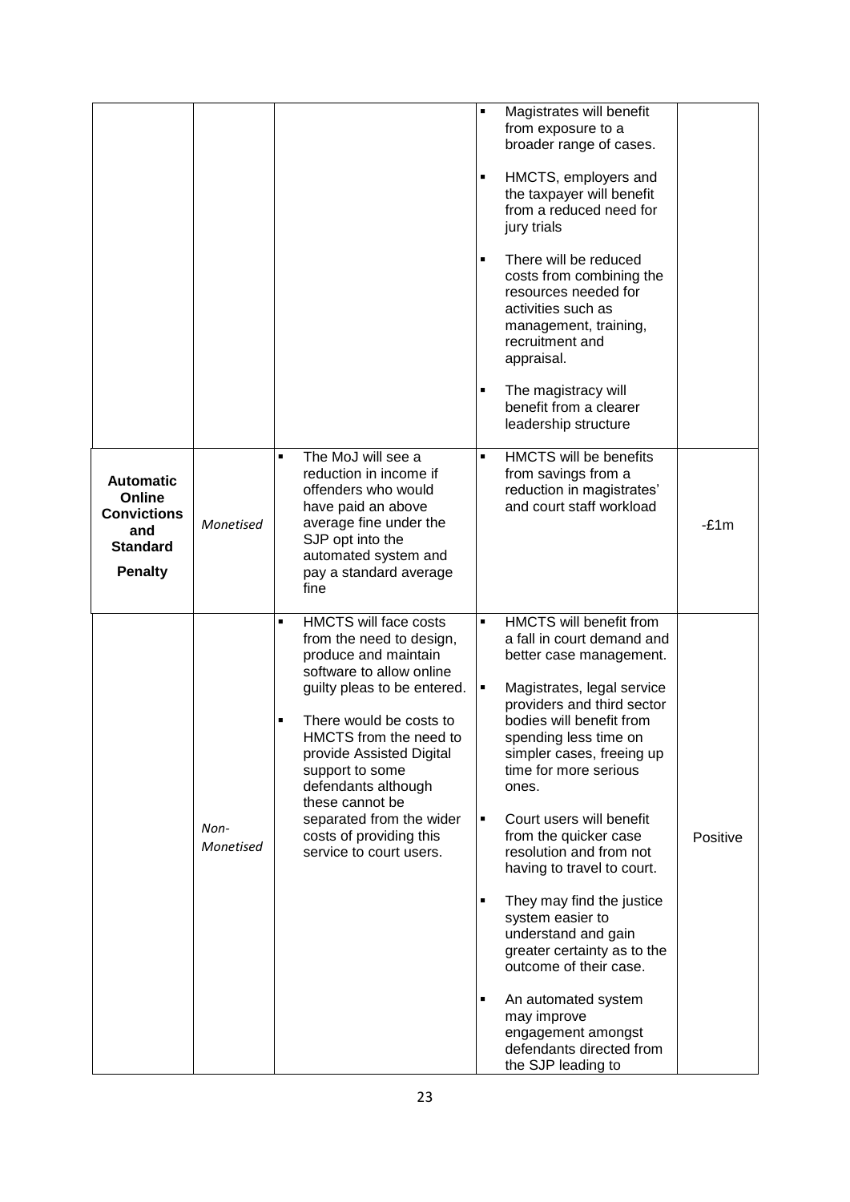| | | | | |
|---|---|---|---|---|
| | | | ▪ Magistrates will benefit from exposure to a broader range of cases.<br>▪ HMCTS, employers and the taxpayer will benefit from a reduced need for jury trials<br>▪ There will be reduced costs from combining the resources needed for activities such as management, training, recruitment and appraisal.<br>▪ The magistracy will benefit from a clearer leadership structure | |
| **Automatic Online Convictions and Standard Penalty** | *Monetised* | ▪ The MoJ will see a reduction in income if offenders who would have paid an above average fine under the SJP opt into the automated system and pay a standard average fine | ▪ HMCTS will be benefits from savings from a reduction in magistrates' and court staff workload | -£1m |
| | *Non-Monetised* | ▪ HMCTS will face costs from the need to design, produce and maintain software to allow online guilty pleas to be entered.<br>▪ There would be costs to HMCTS from the need to provide Assisted Digital support to some defendants although these cannot be separated from the wider costs of providing this service to court users. | ▪ HMCTS will benefit from a fall in court demand and better case management.<br>▪ Magistrates, legal service providers and third sector bodies will benefit from spending less time on simpler cases, freeing up time for more serious ones.<br>▪ Court users will benefit from the quicker case resolution and from not having to travel to court.<br>▪ They may find the justice system easier to understand and gain greater certainty as to the outcome of their case.<br>▪ An automated system may improve engagement amongst defendants directed from the SJP leading to | Positive |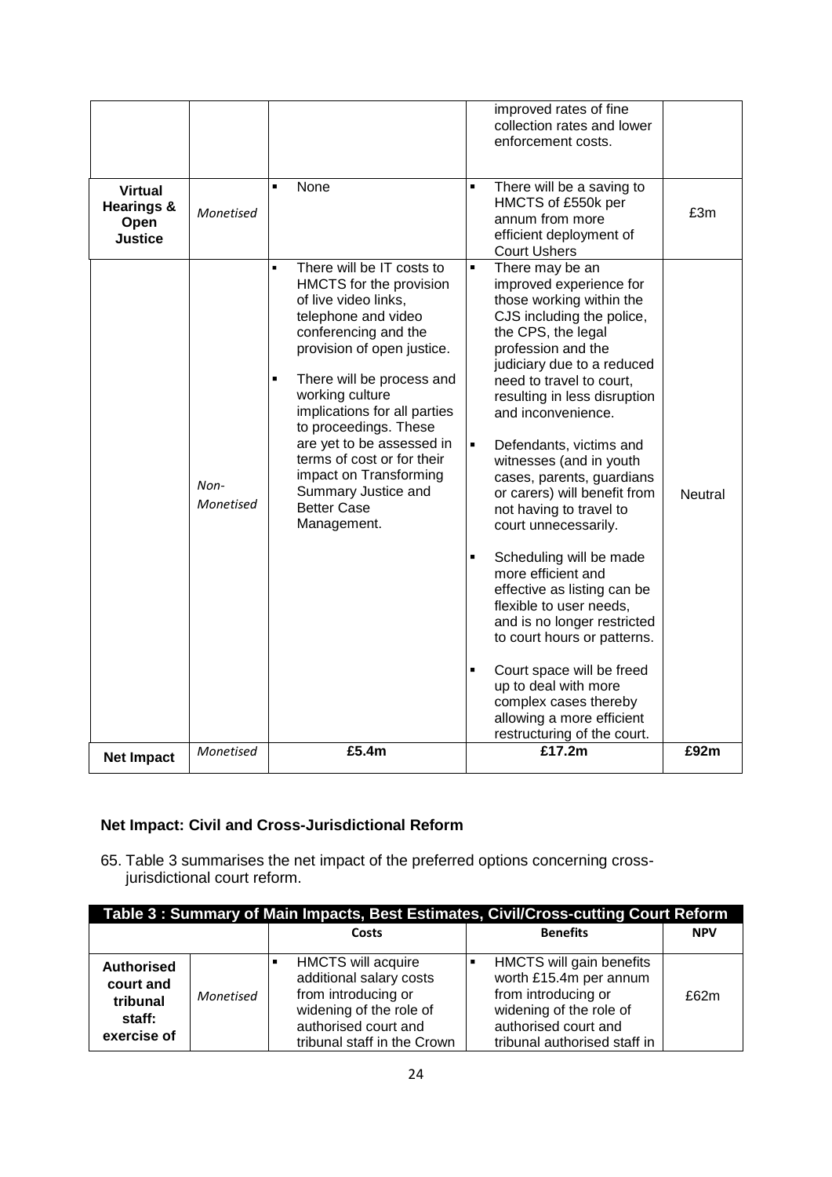| | | | | |
|---|---|---|---|---|
| | | | improved rates of fine collection rates and lower enforcement costs. | |
| **Virtual Hearings & Open Justice** | *Monetised* | ▪ None | ▪ There will be a saving to HMCTS of £550k per annum from more efficient deployment of Court Ushers | £3m |
| | *Non-Monetised* | ▪ There will be IT costs to HMCTS for the provision of live video links, telephone and video conferencing and the provision of open justice.<br><br>▪ There will be process and working culture implications for all parties to proceedings. These are yet to be assessed in terms of cost or for their impact on Transforming Summary Justice and Better Case Management. | ▪ There may be an improved experience for those working within the CJS including the police, the CPS, the legal profession and the judiciary due to a reduced need to travel to court, resulting in less disruption and inconvenience.<br><br>▪ Defendants, victims and witnesses (and in youth cases, parents, guardians or carers) will benefit from not having to travel to court unnecessarily.<br><br>▪ Scheduling will be made more efficient and effective as listing can be flexible to user needs, and is no longer restricted to court hours or patterns.<br><br>▪ Court space will be freed up to deal with more complex cases thereby allowing a more efficient restructuring of the court. | Neutral |
| **Net Impact** | *Monetised* | **£5.4m** | **£17.2m** | **£92m** |

**Net Impact: Civil and Cross-Jurisdictional Reform**

65. Table 3 summarises the net impact of the preferred options concerning cross-jurisdictional court reform.

| **Table 3 : Summary of Main Impacts, Best Estimates, Civil/Cross-cutting Court Reform** | | | | |
|---|---|---|---|---|
| | | **Costs** | **Benefits** | **NPV** |
| **Authorised court and tribunal staff: exercise of** | *Monetised* | ▪ HMCTS will acquire additional salary costs from introducing or widening of the role of authorised court and tribunal staff in the Crown | ▪ HMCTS will gain benefits worth £15.4m per annum from introducing or widening of the role of authorised court and tribunal authorised staff in | £62m |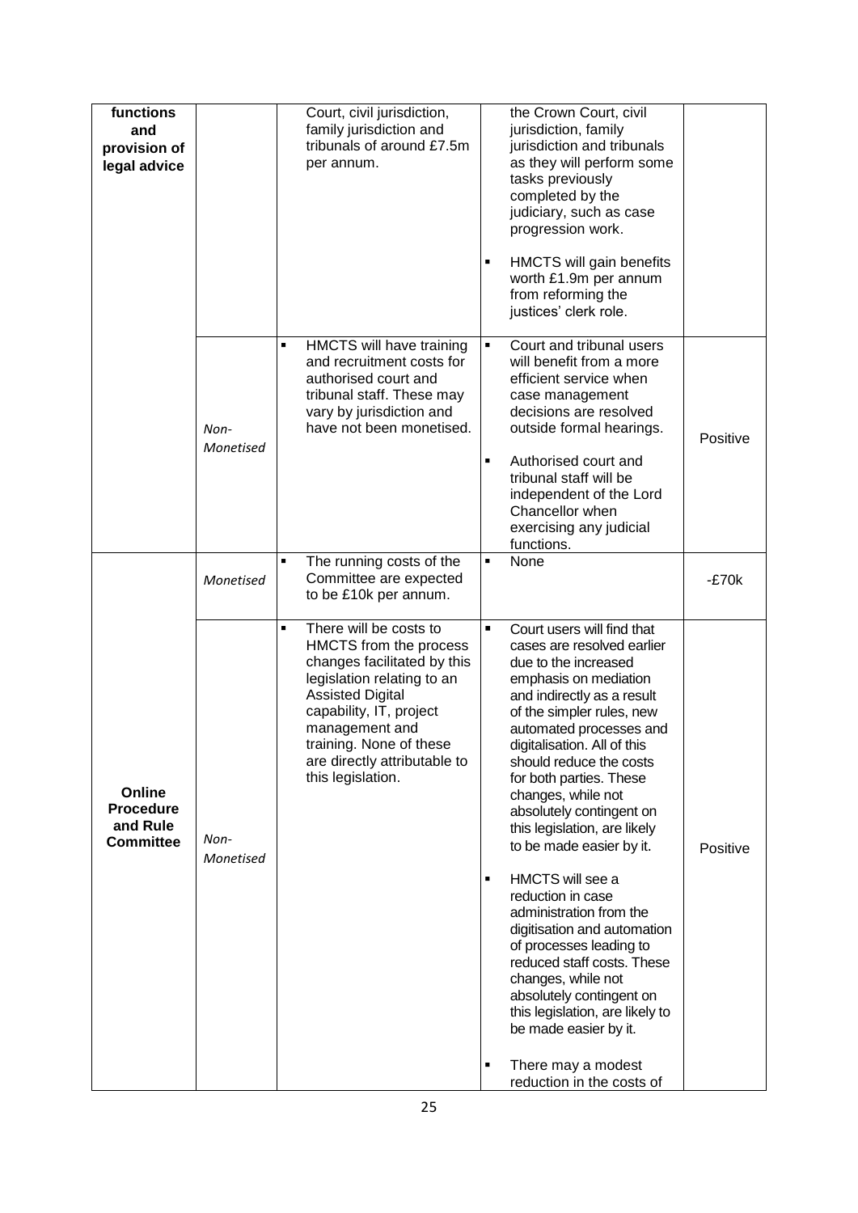| | | | | |
|---|---|---|---|---|
| **functions and provision of legal advice** | | Court, civil jurisdiction, family jurisdiction and tribunals of around £7.5m per annum. | the Crown Court, civil jurisdiction, family jurisdiction and tribunals as they will perform some tasks previously completed by the judiciary, such as case progression work.<br><br>▪ HMCTS will gain benefits worth £1.9m per annum from reforming the justices' clerk role. | |
| | *Non-Monetised* | ▪ HMCTS will have training and recruitment costs for authorised court and tribunal staff. These may vary by jurisdiction and have not been monetised. | ▪ Court and tribunal users will benefit from a more efficient service when case management decisions are resolved outside formal hearings.<br><br>▪ Authorised court and tribunal staff will be independent of the Lord Chancellor when exercising any judicial functions. | Positive |
| **Online Procedure and Rule Committee** | *Monetised* | ▪ The running costs of the Committee are expected to be £10k per annum. | ▪ None | -£70k |
| | *Non-Monetised* | ▪ There will be costs to HMCTS from the process changes facilitated by this legislation relating to an Assisted Digital capability, IT, project management and training. None of these are directly attributable to this legislation. | ▪ Court users will find that cases are resolved earlier due to the increased emphasis on mediation and indirectly as a result of the simpler rules, new automated processes and digitalisation. All of this should reduce the costs for both parties. These changes, while not absolutely contingent on this legislation, are likely to be made easier by it.<br><br>▪ HMCTS will see a reduction in case administration from the digitisation and automation of processes leading to reduced staff costs. These changes, while not absolutely contingent on this legislation, are likely to be made easier by it.<br><br>▪ There may a modest reduction in the costs of | Positive |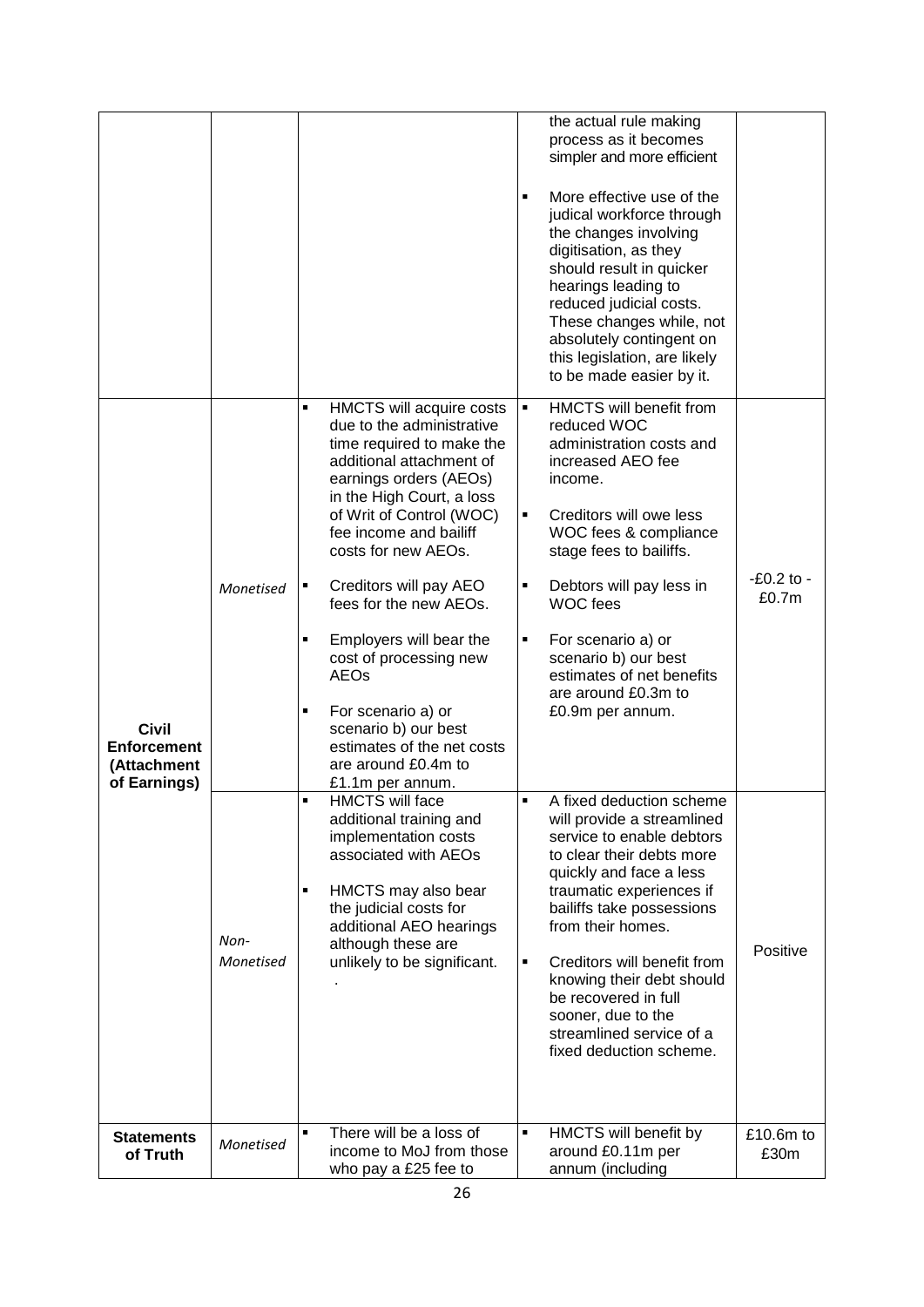| | | | | |
|---|---|---|---|---|
| | | | the actual rule making process as it becomes simpler and more efficient<br><br>▪ More effective use of the judicial workforce through the changes involving digitisation, as they should result in quicker hearings leading to reduced judicial costs. These changes while, not absolutely contingent on this legislation, are likely to be made easier by it. | |
| **Civil Enforcement (Attachment of Earnings)** | *Monetised* | ▪ HMCTS will acquire costs due to the administrative time required to make the additional attachment of earnings orders (AEOs) in the High Court, a loss of Writ of Control (WOC) fee income and bailiff costs for new AEOs.<br><br>▪ Creditors will pay AEO fees for the new AEOs.<br><br>▪ Employers will bear the cost of processing new AEOs<br><br>▪ For scenario a) or scenario b) our best estimates of the net costs are around £0.4m to £1.1m per annum. | ▪ HMCTS will benefit from reduced WOC administration costs and increased AEO fee income.<br><br>▪ Creditors will owe less WOC fees & compliance stage fees to bailiffs.<br><br>▪ Debtors will pay less in WOC fees<br><br>▪ For scenario a) or scenario b) our best estimates of net benefits are around £0.3m to £0.9m per annum. | -£0.2 to -£0.7m |
| | *Non-Monetised* | ▪ HMCTS will face additional training and implementation costs associated with AEOs<br><br>▪ HMCTS may also bear the judicial costs for additional AEO hearings although these are unlikely to be significant.<br>. | ▪ A fixed deduction scheme will provide a streamlined service to enable debtors to clear their debts more quickly and face a less traumatic experiences if bailiffs take possessions from their homes.<br><br>▪ Creditors will benefit from knowing their debt should be recovered in full sooner, due to the streamlined service of a fixed deduction scheme. | Positive |
| **Statements of Truth** | *Monetised* | ▪ There will be a loss of income to MoJ from those who pay a £25 fee to | ▪ HMCTS will benefit by around £0.11m per annum (including | £10.6m to £30m |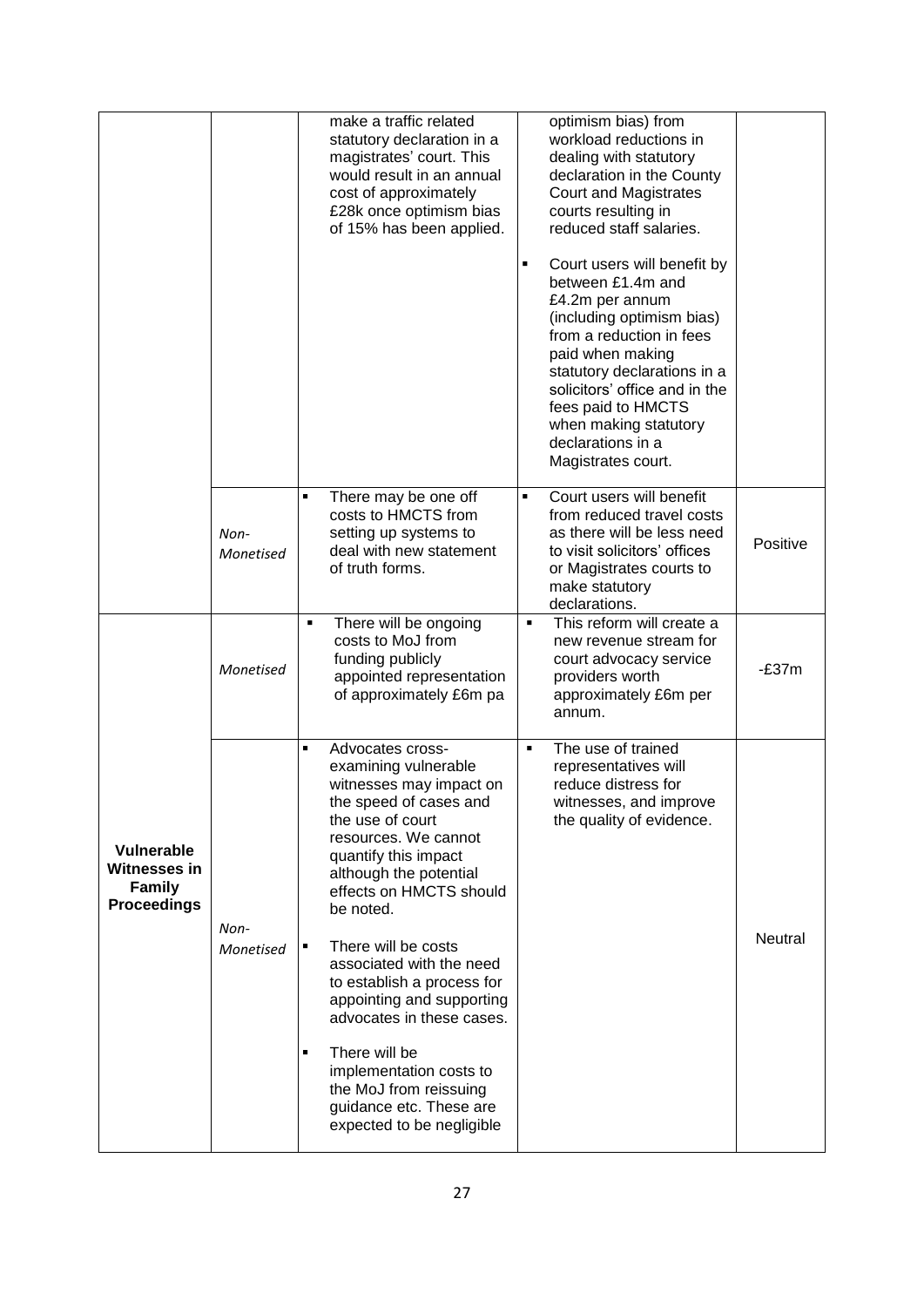| | | | | |
|---|---|---|---|---|
| | | make a traffic related statutory declaration in a magistrates' court. This would result in an annual cost of approximately £28k once optimism bias of 15% has been applied. | optimism bias) from workload reductions in dealing with statutory declaration in the County Court and Magistrates courts resulting in reduced staff salaries.<br><br>▪ Court users will benefit by between £1.4m and £4.2m per annum (including optimism bias) from a reduction in fees paid when making statutory declarations in a solicitors' office and in the fees paid to HMCTS when making statutory declarations in a Magistrates court. | |
| | *Non-Monetised* | ▪ There may be one off costs to HMCTS from setting up systems to deal with new statement of truth forms. | ▪ Court users will benefit from reduced travel costs as there will be less need to visit solicitors' offices or Magistrates courts to make statutory declarations. | Positive |
| **Vulnerable Witnesses in Family Proceedings** | *Monetised* | ▪ There will be ongoing costs to MoJ from funding publicly appointed representation of approximately £6m pa | ▪ This reform will create a new revenue stream for court advocacy service providers worth approximately £6m per annum. | -£37m |
| | *Non-Monetised* | ▪ Advocates cross-examining vulnerable witnesses may impact on the speed of cases and the use of court resources. We cannot quantify this impact although the potential effects on HMCTS should be noted.<br><br>▪ There will be costs associated with the need to establish a process for appointing and supporting advocates in these cases.<br><br>▪ There will be implementation costs to the MoJ from reissuing guidance etc. These are expected to be negligible | ▪ The use of trained representatives will reduce distress for witnesses, and improve the quality of evidence. | Neutral |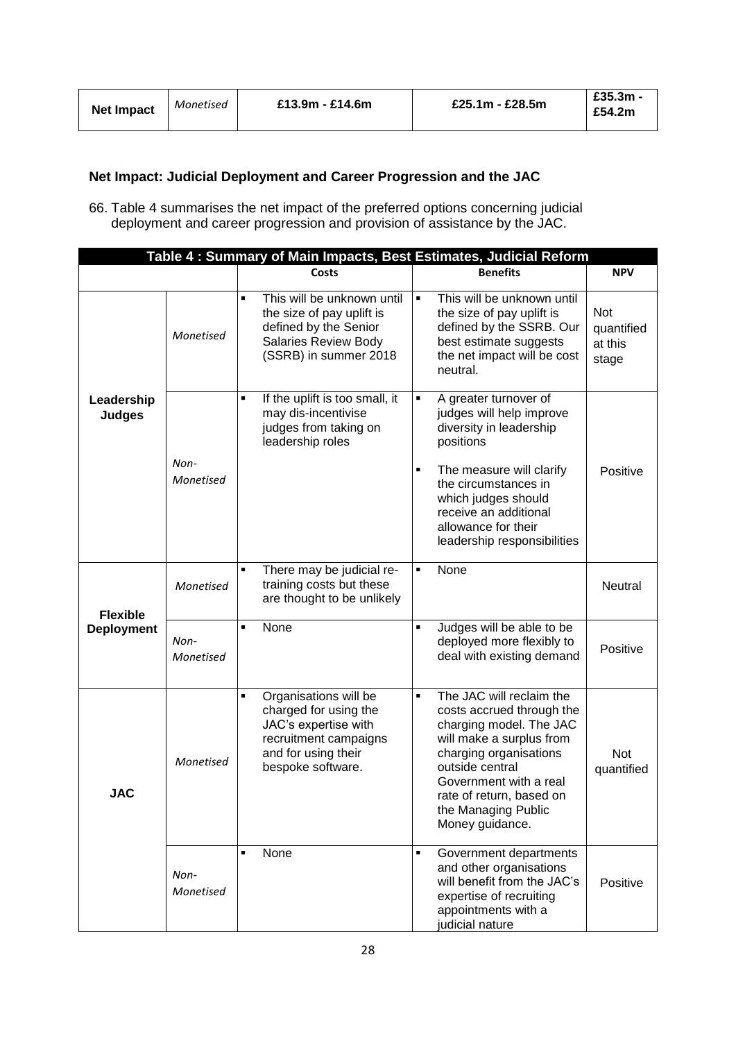| Net Impact | *Monetised* | £13.9m - £14.6m | £25.1m - £28.5m | £35.3m - £54.2m |
|---|---|---|---|---|

**Net Impact: Judicial Deployment and Career Progression and the JAC**

66. Table 4 summarises the net impact of the preferred options concerning judicial deployment and career progression and provision of assistance by the JAC.

| **Table 4 : Summary of Main Impacts, Best Estimates, Judicial Reform** | | | | |
|---|---|---|---|---|
| | | **Costs** | **Benefits** | **NPV** |
| **Leadership Judges** | *Monetised* | ▪ This will be unknown until the size of pay uplift is defined by the Senior Salaries Review Body (SSRB) in summer 2018 | ▪ This will be unknown until the size of pay uplift is defined by the SSRB. Our best estimate suggests the net impact will be cost neutral. | Not quantified at this stage |
| | *Non-Monetised* | ▪ If the uplift is too small, it may dis-incentivise judges from taking on leadership roles | ▪ A greater turnover of judges will help improve diversity in leadership positions<br>▪ The measure will clarify the circumstances in which judges should receive an additional allowance for their leadership responsibilities | Positive |
| **Flexible Deployment** | *Monetised* | ▪ There may be judicial re-training costs but these are thought to be unlikely | ▪ None | Neutral |
| | *Non-Monetised* | ▪ None | ▪ Judges will be able to be deployed more flexibly to deal with existing demand | Positive |
| **JAC** | *Monetised* | ▪ Organisations will be charged for using the JAC's expertise with recruitment campaigns and for using their bespoke software. | ▪ The JAC will reclaim the costs accrued through the charging model. The JAC will make a surplus from charging organisations outside central Government with a real rate of return, based on the Managing Public Money guidance. | Not quantified |
| | *Non-Monetised* | ▪ None | ▪ Government departments and other organisations will benefit from the JAC's expertise of recruiting appointments with a judicial nature | Positive |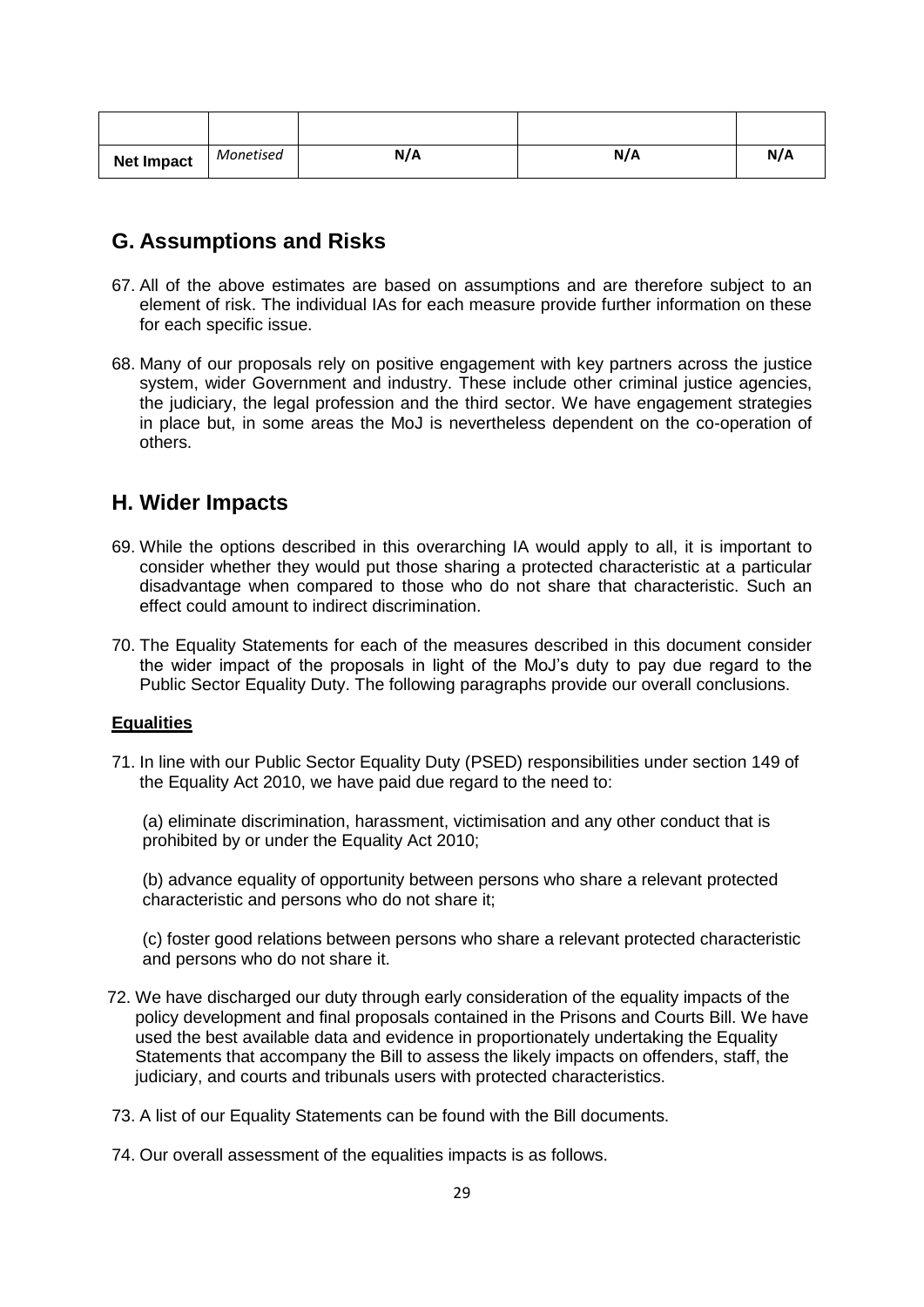| | | | | |
|---|---|---|---|---|
| **Net Impact** | *Monetised* | **N/A** | **N/A** | **N/A** |

## G. Assumptions and Risks

67. All of the above estimates are based on assumptions and are therefore subject to an element of risk. The individual IAs for each measure provide further information on these for each specific issue.

68. Many of our proposals rely on positive engagement with key partners across the justice system, wider Government and industry. These include other criminal justice agencies, the judiciary, the legal profession and the third sector. We have engagement strategies in place but, in some areas the MoJ is nevertheless dependent on the co-operation of others.

## H. Wider Impacts

69. While the options described in this overarching IA would apply to all, it is important to consider whether they would put those sharing a protected characteristic at a particular disadvantage when compared to those who do not share that characteristic. Such an effect could amount to indirect discrimination.

70. The Equality Statements for each of the measures described in this document consider the wider impact of the proposals in light of the MoJ's duty to pay due regard to the Public Sector Equality Duty. The following paragraphs provide our overall conclusions.

### Equalities

71. In line with our Public Sector Equality Duty (PSED) responsibilities under section 149 of the Equality Act 2010, we have paid due regard to the need to:

    (a) eliminate discrimination, harassment, victimisation and any other conduct that is prohibited by or under the Equality Act 2010;

    (b) advance equality of opportunity between persons who share a relevant protected characteristic and persons who do not share it;

    (c) foster good relations between persons who share a relevant protected characteristic and persons who do not share it.

72. We have discharged our duty through early consideration of the equality impacts of the policy development and final proposals contained in the Prisons and Courts Bill. We have used the best available data and evidence in proportionately undertaking the Equality Statements that accompany the Bill to assess the likely impacts on offenders, staff, the judiciary, and courts and tribunals users with protected characteristics.

73. A list of our Equality Statements can be found with the Bill documents.

74. Our overall assessment of the equalities impacts is as follows.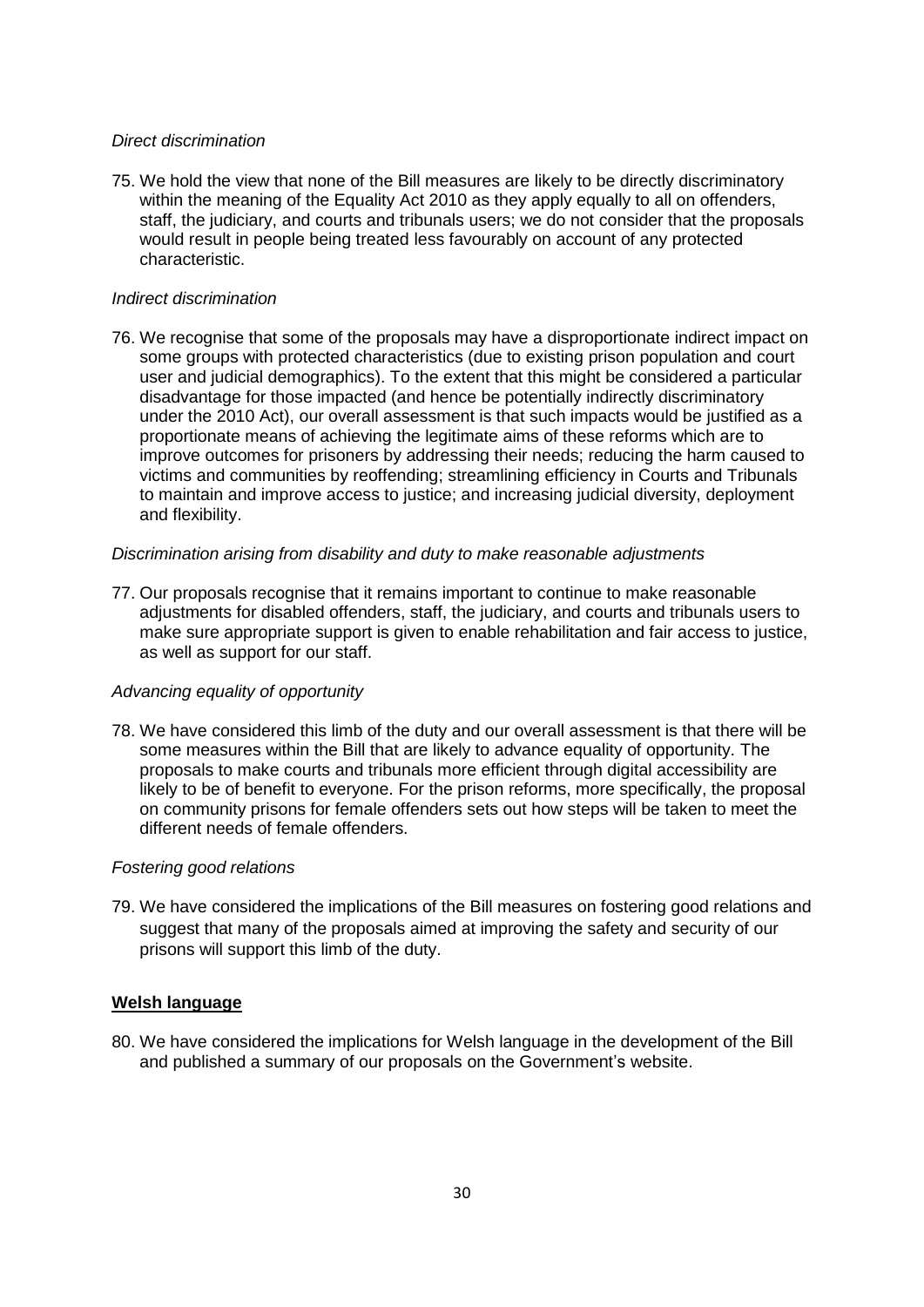*Direct discrimination*

75. We hold the view that none of the Bill measures are likely to be directly discriminatory within the meaning of the Equality Act 2010 as they apply equally to all on offenders, staff, the judiciary, and courts and tribunals users; we do not consider that the proposals would result in people being treated less favourably on account of any protected characteristic.

*Indirect discrimination*

76. We recognise that some of the proposals may have a disproportionate indirect impact on some groups with protected characteristics (due to existing prison population and court user and judicial demographics). To the extent that this might be considered a particular disadvantage for those impacted (and hence be potentially indirectly discriminatory under the 2010 Act), our overall assessment is that such impacts would be justified as a proportionate means of achieving the legitimate aims of these reforms which are to improve outcomes for prisoners by addressing their needs; reducing the harm caused to victims and communities by reoffending; streamlining efficiency in Courts and Tribunals to maintain and improve access to justice; and increasing judicial diversity, deployment and flexibility.

*Discrimination arising from disability and duty to make reasonable adjustments*

77. Our proposals recognise that it remains important to continue to make reasonable adjustments for disabled offenders, staff, the judiciary, and courts and tribunals users to make sure appropriate support is given to enable rehabilitation and fair access to justice, as well as support for our staff.

*Advancing equality of opportunity*

78. We have considered this limb of the duty and our overall assessment is that there will be some measures within the Bill that are likely to advance equality of opportunity. The proposals to make courts and tribunals more efficient through digital accessibility are likely to be of benefit to everyone. For the prison reforms, more specifically, the proposal on community prisons for female offenders sets out how steps will be taken to meet the different needs of female offenders.

*Fostering good relations*

79. We have considered the implications of the Bill measures on fostering good relations and suggest that many of the proposals aimed at improving the safety and security of our prisons will support this limb of the duty.

## Welsh language

80. We have considered the implications for Welsh language in the development of the Bill and published a summary of our proposals on the Government's website.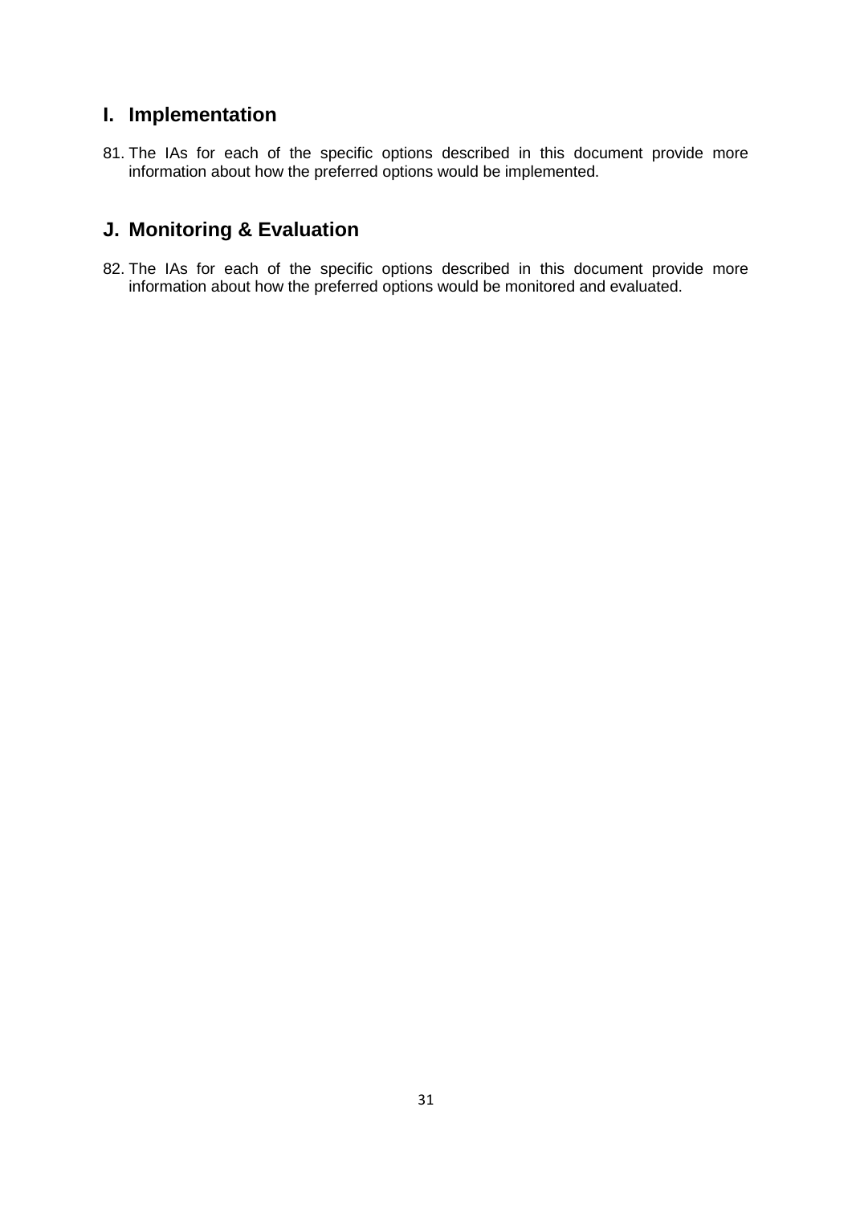## I. Implementation

81. The IAs for each of the specific options described in this document provide more information about how the preferred options would be implemented.

## J. Monitoring & Evaluation

82. The IAs for each of the specific options described in this document provide more information about how the preferred options would be monitored and evaluated.